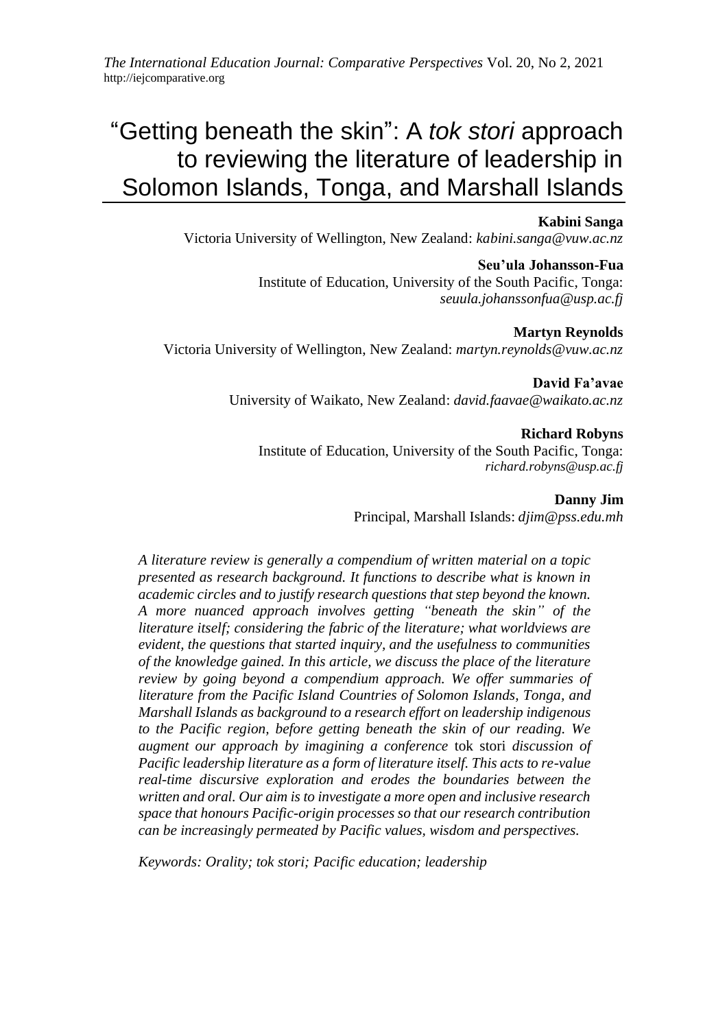# "Getting beneath the skin": A *tok stori* approach to reviewing the literature of leadership in Solomon Islands, Tonga, and Marshall Islands

**Kabini Sanga**
Victoria University of Wellington, New Zealand: *kabini.sanga@vuw.ac.nz*

**Seu'ula Johansson-Fua**
Institute of Education, University of the South Pacific, Tonga: *seuula.johanssonfua@usp.ac.fj*

**Martyn Reynolds**
Victoria University of Wellington, New Zealand: *martyn.reynolds@vuw.ac.nz*

**David Fa'avae**
University of Waikato, New Zealand: *david.faavae@waikato.ac.nz*

**Richard Robyns**
Institute of Education, University of the South Pacific, Tonga: *richard.robyns@usp.ac.fj*

**Danny Jim**
Principal, Marshall Islands: *djim@pss.edu.mh*

*A literature review is generally a compendium of written material on a topic presented as research background. It functions to describe what is known in academic circles and to justify research questions that step beyond the known. A more nuanced approach involves getting "beneath the skin" of the literature itself; considering the fabric of the literature; what worldviews are evident, the questions that started inquiry, and the usefulness to communities of the knowledge gained. In this article, we discuss the place of the literature review by going beyond a compendium approach. We offer summaries of literature from the Pacific Island Countries of Solomon Islands, Tonga, and Marshall Islands as background to a research effort on leadership indigenous to the Pacific region, before getting beneath the skin of our reading. We augment our approach by imagining a conference* tok stori *discussion of Pacific leadership literature as a form of literature itself. This acts to re-value real-time discursive exploration and erodes the boundaries between the written and oral. Our aim is to investigate a more open and inclusive research space that honours Pacific-origin processes so that our research contribution can be increasingly permeated by Pacific values, wisdom and perspectives.*

*Keywords: Orality; tok stori; Pacific education; leadership*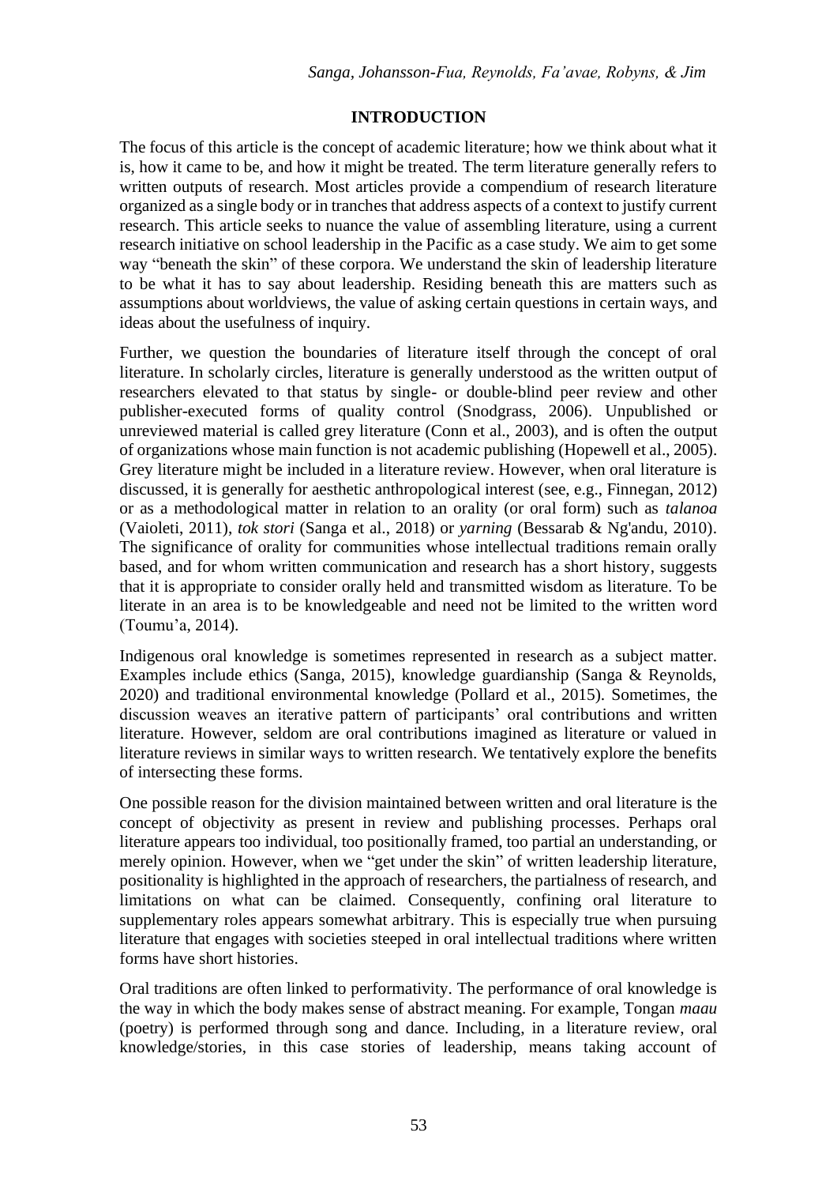## INTRODUCTION

The focus of this article is the concept of academic literature; how we think about what it is, how it came to be, and how it might be treated. The term literature generally refers to written outputs of research. Most articles provide a compendium of research literature organized as a single body or in tranches that address aspects of a context to justify current research. This article seeks to nuance the value of assembling literature, using a current research initiative on school leadership in the Pacific as a case study. We aim to get some way "beneath the skin" of these corpora. We understand the skin of leadership literature to be what it has to say about leadership. Residing beneath this are matters such as assumptions about worldviews, the value of asking certain questions in certain ways, and ideas about the usefulness of inquiry.

Further, we question the boundaries of literature itself through the concept of oral literature. In scholarly circles, literature is generally understood as the written output of researchers elevated to that status by single- or double-blind peer review and other publisher-executed forms of quality control (Snodgrass, 2006). Unpublished or unreviewed material is called grey literature (Conn et al., 2003), and is often the output of organizations whose main function is not academic publishing (Hopewell et al., 2005). Grey literature might be included in a literature review. However, when oral literature is discussed, it is generally for aesthetic anthropological interest (see, e.g., Finnegan, 2012) or as a methodological matter in relation to an orality (or oral form) such as *talanoa* (Vaioleti, 2011), *tok stori* (Sanga et al., 2018) or *yarning* (Bessarab & Ng'andu, 2010). The significance of orality for communities whose intellectual traditions remain orally based, and for whom written communication and research has a short history, suggests that it is appropriate to consider orally held and transmitted wisdom as literature. To be literate in an area is to be knowledgeable and need not be limited to the written word (Toumu'a, 2014).

Indigenous oral knowledge is sometimes represented in research as a subject matter. Examples include ethics (Sanga, 2015), knowledge guardianship (Sanga & Reynolds, 2020) and traditional environmental knowledge (Pollard et al., 2015). Sometimes, the discussion weaves an iterative pattern of participants' oral contributions and written literature. However, seldom are oral contributions imagined as literature or valued in literature reviews in similar ways to written research. We tentatively explore the benefits of intersecting these forms.

One possible reason for the division maintained between written and oral literature is the concept of objectivity as present in review and publishing processes. Perhaps oral literature appears too individual, too positionally framed, too partial an understanding, or merely opinion. However, when we "get under the skin" of written leadership literature, positionality is highlighted in the approach of researchers, the partialness of research, and limitations on what can be claimed. Consequently, confining oral literature to supplementary roles appears somewhat arbitrary. This is especially true when pursuing literature that engages with societies steeped in oral intellectual traditions where written forms have short histories.

Oral traditions are often linked to performativity. The performance of oral knowledge is the way in which the body makes sense of abstract meaning. For example, Tongan *maau* (poetry) is performed through song and dance. Including, in a literature review, oral knowledge/stories, in this case stories of leadership, means taking account of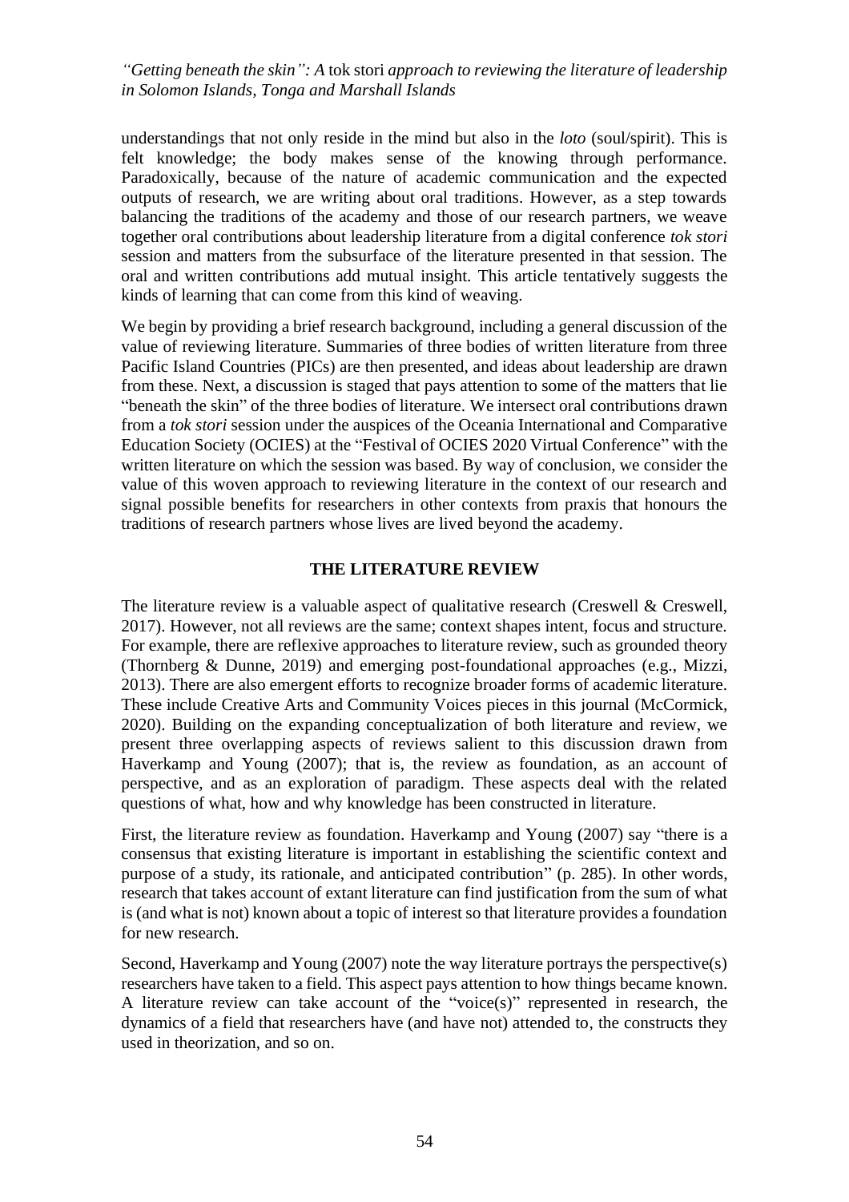understandings that not only reside in the mind but also in the *loto* (soul/spirit). This is felt knowledge; the body makes sense of the knowing through performance. Paradoxically, because of the nature of academic communication and the expected outputs of research, we are writing about oral traditions. However, as a step towards balancing the traditions of the academy and those of our research partners, we weave together oral contributions about leadership literature from a digital conference *tok stori* session and matters from the subsurface of the literature presented in that session. The oral and written contributions add mutual insight. This article tentatively suggests the kinds of learning that can come from this kind of weaving.

We begin by providing a brief research background, including a general discussion of the value of reviewing literature. Summaries of three bodies of written literature from three Pacific Island Countries (PICs) are then presented, and ideas about leadership are drawn from these. Next, a discussion is staged that pays attention to some of the matters that lie "beneath the skin" of the three bodies of literature. We intersect oral contributions drawn from a *tok stori* session under the auspices of the Oceania International and Comparative Education Society (OCIES) at the "Festival of OCIES 2020 Virtual Conference" with the written literature on which the session was based. By way of conclusion, we consider the value of this woven approach to reviewing literature in the context of our research and signal possible benefits for researchers in other contexts from praxis that honours the traditions of research partners whose lives are lived beyond the academy.

## THE LITERATURE REVIEW

The literature review is a valuable aspect of qualitative research (Creswell & Creswell, 2017). However, not all reviews are the same; context shapes intent, focus and structure. For example, there are reflexive approaches to literature review, such as grounded theory (Thornberg & Dunne, 2019) and emerging post-foundational approaches (e.g., Mizzi, 2013). There are also emergent efforts to recognize broader forms of academic literature. These include Creative Arts and Community Voices pieces in this journal (McCormick, 2020). Building on the expanding conceptualization of both literature and review, we present three overlapping aspects of reviews salient to this discussion drawn from Haverkamp and Young (2007); that is, the review as foundation, as an account of perspective, and as an exploration of paradigm. These aspects deal with the related questions of what, how and why knowledge has been constructed in literature.

First, the literature review as foundation. Haverkamp and Young (2007) say "there is a consensus that existing literature is important in establishing the scientific context and purpose of a study, its rationale, and anticipated contribution" (p. 285). In other words, research that takes account of extant literature can find justification from the sum of what is (and what is not) known about a topic of interest so that literature provides a foundation for new research.

Second, Haverkamp and Young (2007) note the way literature portrays the perspective(s) researchers have taken to a field. This aspect pays attention to how things became known. A literature review can take account of the "voice(s)" represented in research, the dynamics of a field that researchers have (and have not) attended to, the constructs they used in theorization, and so on.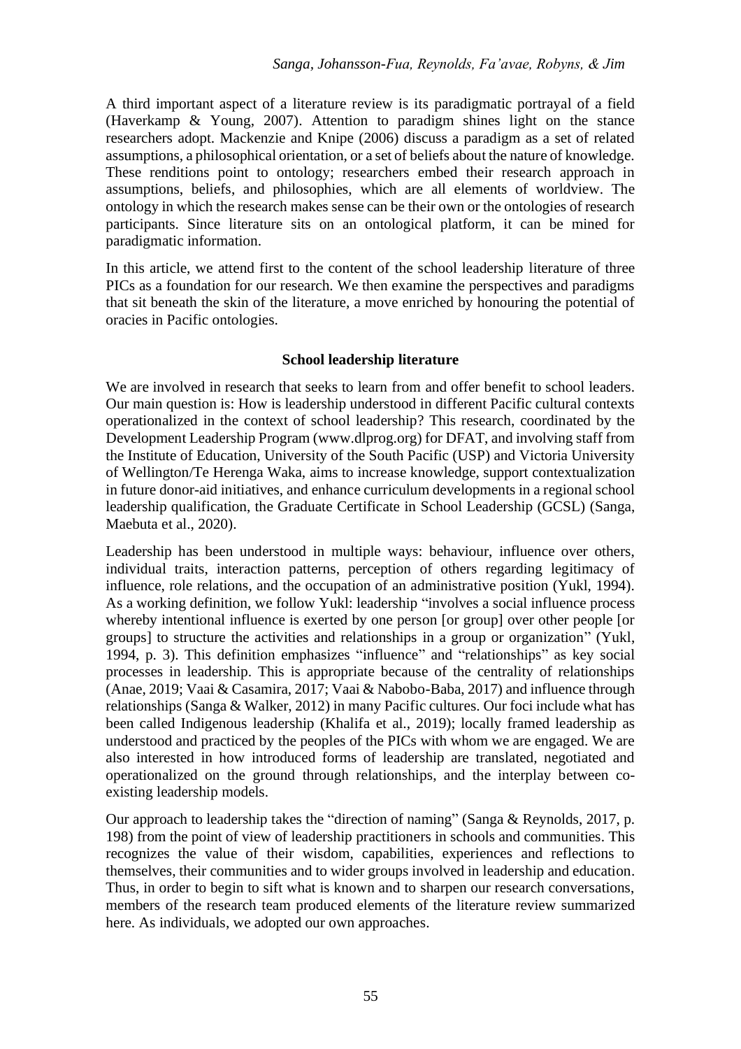A third important aspect of a literature review is its paradigmatic portrayal of a field (Haverkamp & Young, 2007). Attention to paradigm shines light on the stance researchers adopt. Mackenzie and Knipe (2006) discuss a paradigm as a set of related assumptions, a philosophical orientation, or a set of beliefs about the nature of knowledge. These renditions point to ontology; researchers embed their research approach in assumptions, beliefs, and philosophies, which are all elements of worldview. The ontology in which the research makes sense can be their own or the ontologies of research participants. Since literature sits on an ontological platform, it can be mined for paradigmatic information.

In this article, we attend first to the content of the school leadership literature of three PICs as a foundation for our research. We then examine the perspectives and paradigms that sit beneath the skin of the literature, a move enriched by honouring the potential of oracies in Pacific ontologies.

## School leadership literature

We are involved in research that seeks to learn from and offer benefit to school leaders. Our main question is: How is leadership understood in different Pacific cultural contexts operationalized in the context of school leadership? This research, coordinated by the Development Leadership Program (www.dlprog.org) for DFAT, and involving staff from the Institute of Education, University of the South Pacific (USP) and Victoria University of Wellington/Te Herenga Waka, aims to increase knowledge, support contextualization in future donor-aid initiatives, and enhance curriculum developments in a regional school leadership qualification, the Graduate Certificate in School Leadership (GCSL) (Sanga, Maebuta et al., 2020).

Leadership has been understood in multiple ways: behaviour, influence over others, individual traits, interaction patterns, perception of others regarding legitimacy of influence, role relations, and the occupation of an administrative position (Yukl, 1994). As a working definition, we follow Yukl: leadership "involves a social influence process whereby intentional influence is exerted by one person [or group] over other people [or groups] to structure the activities and relationships in a group or organization" (Yukl, 1994, p. 3). This definition emphasizes "influence" and "relationships" as key social processes in leadership. This is appropriate because of the centrality of relationships (Anae, 2019; Vaai & Casamira, 2017; Vaai & Nabobo-Baba, 2017) and influence through relationships (Sanga & Walker, 2012) in many Pacific cultures. Our foci include what has been called Indigenous leadership (Khalifa et al., 2019); locally framed leadership as understood and practiced by the peoples of the PICs with whom we are engaged. We are also interested in how introduced forms of leadership are translated, negotiated and operationalized on the ground through relationships, and the interplay between co-existing leadership models.

Our approach to leadership takes the "direction of naming" (Sanga & Reynolds, 2017, p. 198) from the point of view of leadership practitioners in schools and communities. This recognizes the value of their wisdom, capabilities, experiences and reflections to themselves, their communities and to wider groups involved in leadership and education. Thus, in order to begin to sift what is known and to sharpen our research conversations, members of the research team produced elements of the literature review summarized here. As individuals, we adopted our own approaches.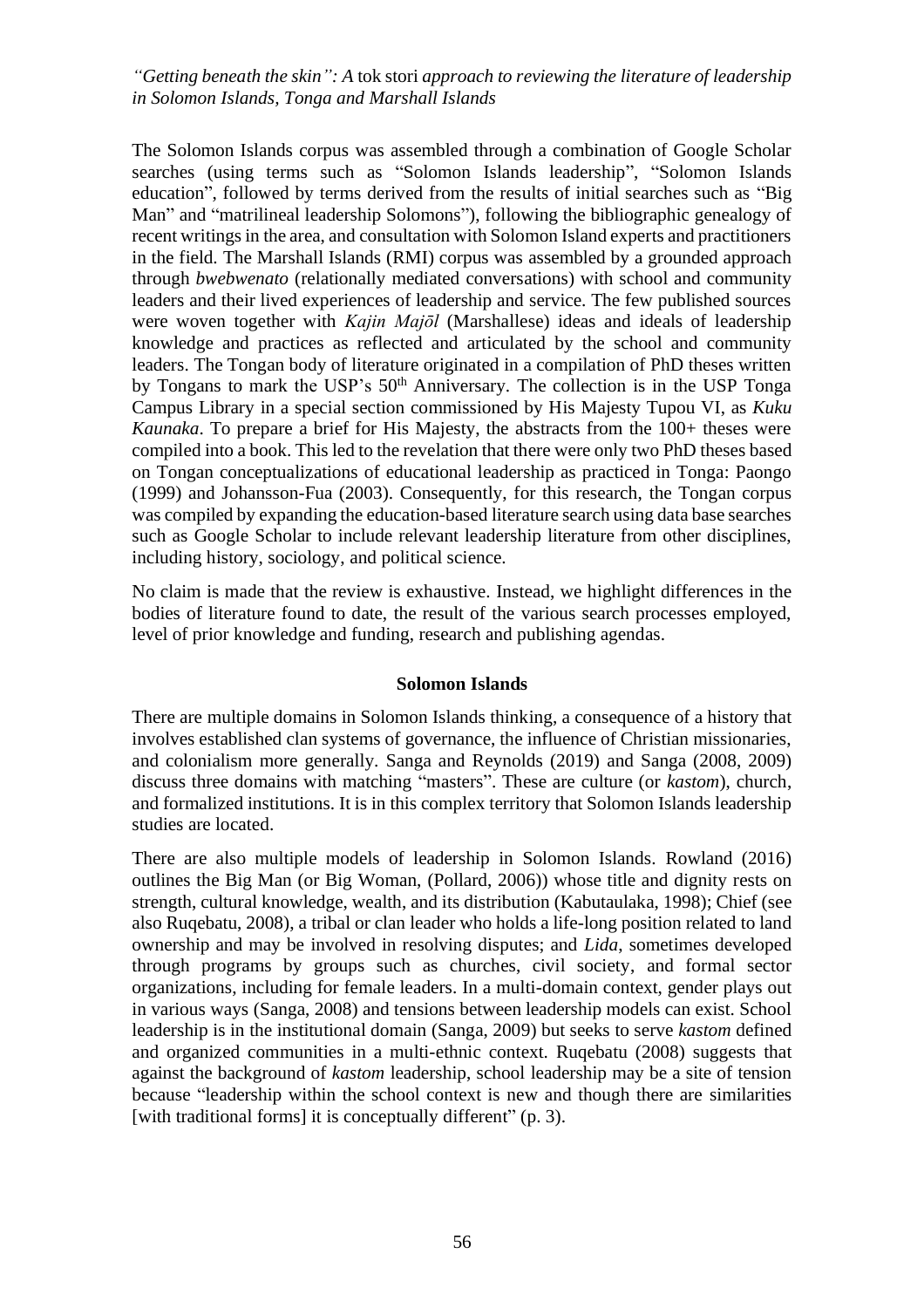The Solomon Islands corpus was assembled through a combination of Google Scholar searches (using terms such as "Solomon Islands leadership", "Solomon Islands education", followed by terms derived from the results of initial searches such as "Big Man" and "matrilineal leadership Solomons"), following the bibliographic genealogy of recent writings in the area, and consultation with Solomon Island experts and practitioners in the field. The Marshall Islands (RMI) corpus was assembled by a grounded approach through *bwebwenato* (relationally mediated conversations) with school and community leaders and their lived experiences of leadership and service. The few published sources were woven together with *Kajin Majōl* (Marshallese) ideas and ideals of leadership knowledge and practices as reflected and articulated by the school and community leaders. The Tongan body of literature originated in a compilation of PhD theses written by Tongans to mark the USP's 50th Anniversary. The collection is in the USP Tonga Campus Library in a special section commissioned by His Majesty Tupou VI, as *Kuku Kaunaka*. To prepare a brief for His Majesty, the abstracts from the 100+ theses were compiled into a book. This led to the revelation that there were only two PhD theses based on Tongan conceptualizations of educational leadership as practiced in Tonga: Paongo (1999) and Johansson-Fua (2003). Consequently, for this research, the Tongan corpus was compiled by expanding the education-based literature search using data base searches such as Google Scholar to include relevant leadership literature from other disciplines, including history, sociology, and political science.

No claim is made that the review is exhaustive. Instead, we highlight differences in the bodies of literature found to date, the result of the various search processes employed, level of prior knowledge and funding, research and publishing agendas.

## Solomon Islands

There are multiple domains in Solomon Islands thinking, a consequence of a history that involves established clan systems of governance, the influence of Christian missionaries, and colonialism more generally. Sanga and Reynolds (2019) and Sanga (2008, 2009) discuss three domains with matching "masters". These are culture (or *kastom*), church, and formalized institutions. It is in this complex territory that Solomon Islands leadership studies are located.

There are also multiple models of leadership in Solomon Islands. Rowland (2016) outlines the Big Man (or Big Woman, (Pollard, 2006)) whose title and dignity rests on strength, cultural knowledge, wealth, and its distribution (Kabutaulaka, 1998); Chief (see also Ruqebatu, 2008), a tribal or clan leader who holds a life-long position related to land ownership and may be involved in resolving disputes; and *Lida*, sometimes developed through programs by groups such as churches, civil society, and formal sector organizations, including for female leaders. In a multi-domain context, gender plays out in various ways (Sanga, 2008) and tensions between leadership models can exist. School leadership is in the institutional domain (Sanga, 2009) but seeks to serve *kastom* defined and organized communities in a multi-ethnic context. Ruqebatu (2008) suggests that against the background of *kastom* leadership, school leadership may be a site of tension because "leadership within the school context is new and though there are similarities [with traditional forms] it is conceptually different" (p. 3).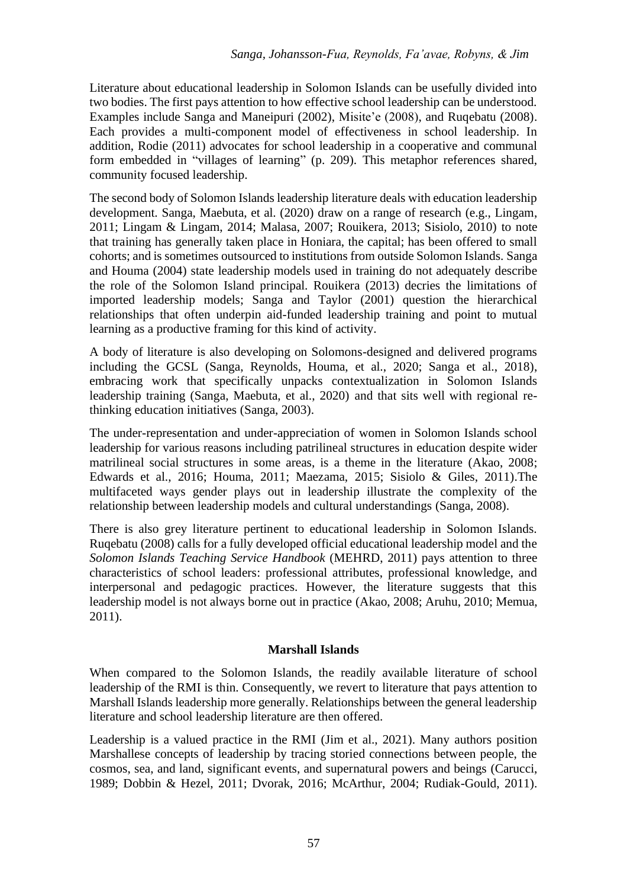Literature about educational leadership in Solomon Islands can be usefully divided into two bodies. The first pays attention to how effective school leadership can be understood. Examples include Sanga and Maneipuri (2002), Misite'e (2008), and Ruqebatu (2008). Each provides a multi-component model of effectiveness in school leadership. In addition, Rodie (2011) advocates for school leadership in a cooperative and communal form embedded in "villages of learning" (p. 209). This metaphor references shared, community focused leadership.

The second body of Solomon Islands leadership literature deals with education leadership development. Sanga, Maebuta, et al. (2020) draw on a range of research (e.g., Lingam, 2011; Lingam & Lingam, 2014; Malasa, 2007; Rouikera, 2013; Sisiolo, 2010) to note that training has generally taken place in Honiara, the capital; has been offered to small cohorts; and is sometimes outsourced to institutions from outside Solomon Islands. Sanga and Houma (2004) state leadership models used in training do not adequately describe the role of the Solomon Island principal. Rouikera (2013) decries the limitations of imported leadership models; Sanga and Taylor (2001) question the hierarchical relationships that often underpin aid-funded leadership training and point to mutual learning as a productive framing for this kind of activity.

A body of literature is also developing on Solomons-designed and delivered programs including the GCSL (Sanga, Reynolds, Houma, et al., 2020; Sanga et al., 2018), embracing work that specifically unpacks contextualization in Solomon Islands leadership training (Sanga, Maebuta, et al., 2020) and that sits well with regional re-thinking education initiatives (Sanga, 2003).

The under-representation and under-appreciation of women in Solomon Islands school leadership for various reasons including patrilineal structures in education despite wider matrilineal social structures in some areas, is a theme in the literature (Akao, 2008; Edwards et al., 2016; Houma, 2011; Maezama, 2015; Sisiolo & Giles, 2011).The multifaceted ways gender plays out in leadership illustrate the complexity of the relationship between leadership models and cultural understandings (Sanga, 2008).

There is also grey literature pertinent to educational leadership in Solomon Islands. Ruqebatu (2008) calls for a fully developed official educational leadership model and the *Solomon Islands Teaching Service Handbook* (MEHRD, 2011) pays attention to three characteristics of school leaders: professional attributes, professional knowledge, and interpersonal and pedagogic practices. However, the literature suggests that this leadership model is not always borne out in practice (Akao, 2008; Aruhu, 2010; Memua, 2011).

## Marshall Islands

When compared to the Solomon Islands, the readily available literature of school leadership of the RMI is thin. Consequently, we revert to literature that pays attention to Marshall Islands leadership more generally. Relationships between the general leadership literature and school leadership literature are then offered.

Leadership is a valued practice in the RMI (Jim et al., 2021). Many authors position Marshallese concepts of leadership by tracing storied connections between people, the cosmos, sea, and land, significant events, and supernatural powers and beings (Carucci, 1989; Dobbin & Hezel, 2011; Dvorak, 2016; McArthur, 2004; Rudiak-Gould, 2011).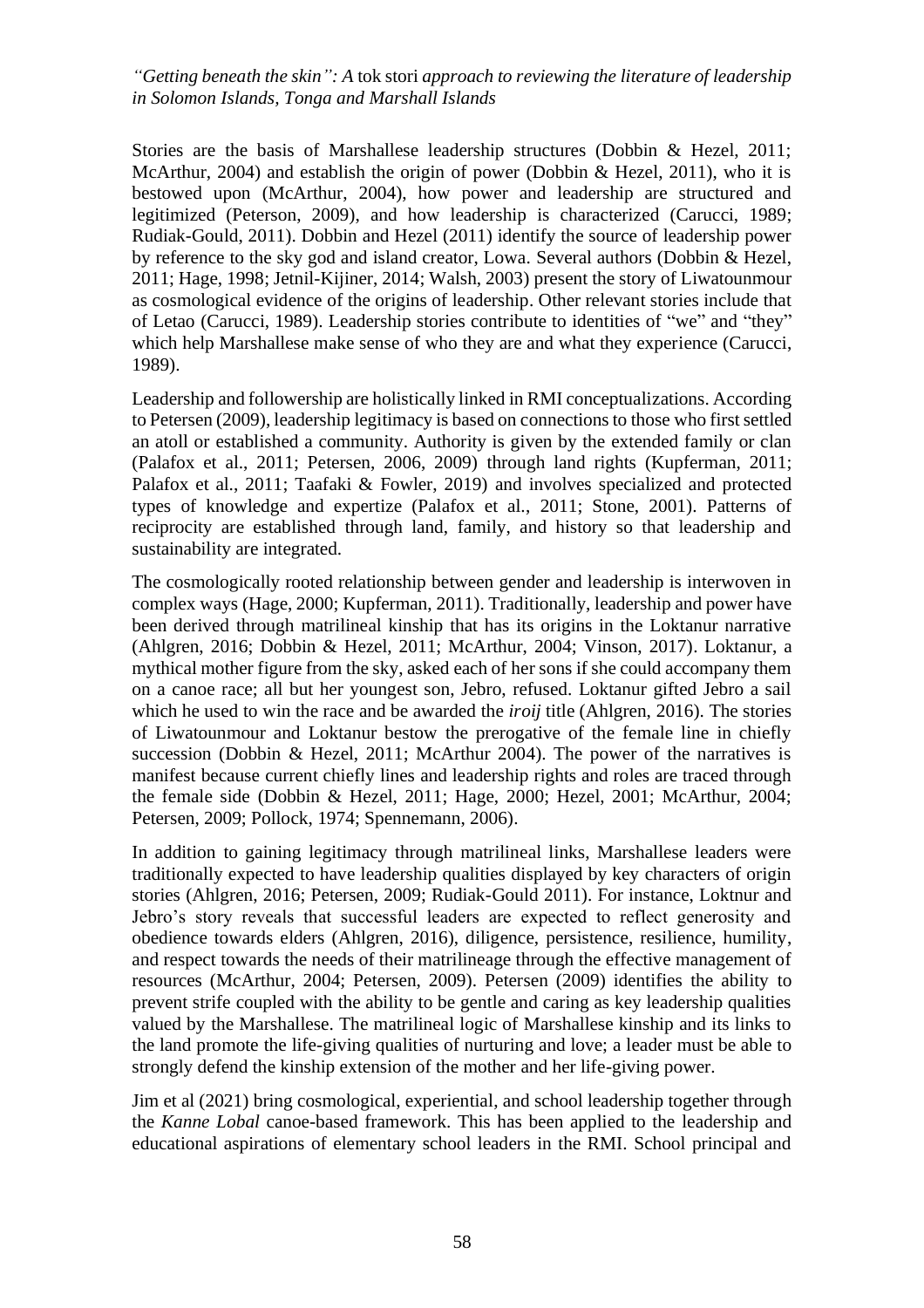Stories are the basis of Marshallese leadership structures (Dobbin & Hezel, 2011; McArthur, 2004) and establish the origin of power (Dobbin & Hezel, 2011), who it is bestowed upon (McArthur, 2004), how power and leadership are structured and legitimized (Peterson, 2009), and how leadership is characterized (Carucci, 1989; Rudiak-Gould, 2011). Dobbin and Hezel (2011) identify the source of leadership power by reference to the sky god and island creator, Lowa. Several authors (Dobbin & Hezel, 2011; Hage, 1998; Jetnil-Kijiner, 2014; Walsh, 2003) present the story of Liwatounmour as cosmological evidence of the origins of leadership. Other relevant stories include that of Letao (Carucci, 1989). Leadership stories contribute to identities of "we" and "they" which help Marshallese make sense of who they are and what they experience (Carucci, 1989).

Leadership and followership are holistically linked in RMI conceptualizations. According to Petersen (2009), leadership legitimacy is based on connections to those who first settled an atoll or established a community. Authority is given by the extended family or clan (Palafox et al., 2011; Petersen, 2006, 2009) through land rights (Kupferman, 2011; Palafox et al., 2011; Taafaki & Fowler, 2019) and involves specialized and protected types of knowledge and expertize (Palafox et al., 2011; Stone, 2001). Patterns of reciprocity are established through land, family, and history so that leadership and sustainability are integrated.

The cosmologically rooted relationship between gender and leadership is interwoven in complex ways (Hage, 2000; Kupferman, 2011). Traditionally, leadership and power have been derived through matrilineal kinship that has its origins in the Loktanur narrative (Ahlgren, 2016; Dobbin & Hezel, 2011; McArthur, 2004; Vinson, 2017). Loktanur, a mythical mother figure from the sky, asked each of her sons if she could accompany them on a canoe race; all but her youngest son, Jebro, refused. Loktanur gifted Jebro a sail which he used to win the race and be awarded the *iroij* title (Ahlgren, 2016). The stories of Liwatounmour and Loktanur bestow the prerogative of the female line in chiefly succession (Dobbin & Hezel, 2011; McArthur 2004). The power of the narratives is manifest because current chiefly lines and leadership rights and roles are traced through the female side (Dobbin & Hezel, 2011; Hage, 2000; Hezel, 2001; McArthur, 2004; Petersen, 2009; Pollock, 1974; Spennemann, 2006).

In addition to gaining legitimacy through matrilineal links, Marshallese leaders were traditionally expected to have leadership qualities displayed by key characters of origin stories (Ahlgren, 2016; Petersen, 2009; Rudiak-Gould 2011). For instance, Loktnur and Jebro's story reveals that successful leaders are expected to reflect generosity and obedience towards elders (Ahlgren, 2016), diligence, persistence, resilience, humility, and respect towards the needs of their matrilineage through the effective management of resources (McArthur, 2004; Petersen, 2009). Petersen (2009) identifies the ability to prevent strife coupled with the ability to be gentle and caring as key leadership qualities valued by the Marshallese. The matrilineal logic of Marshallese kinship and its links to the land promote the life-giving qualities of nurturing and love; a leader must be able to strongly defend the kinship extension of the mother and her life-giving power.

Jim et al (2021) bring cosmological, experiential, and school leadership together through the *Kanne Lobal* canoe-based framework. This has been applied to the leadership and educational aspirations of elementary school leaders in the RMI. School principal and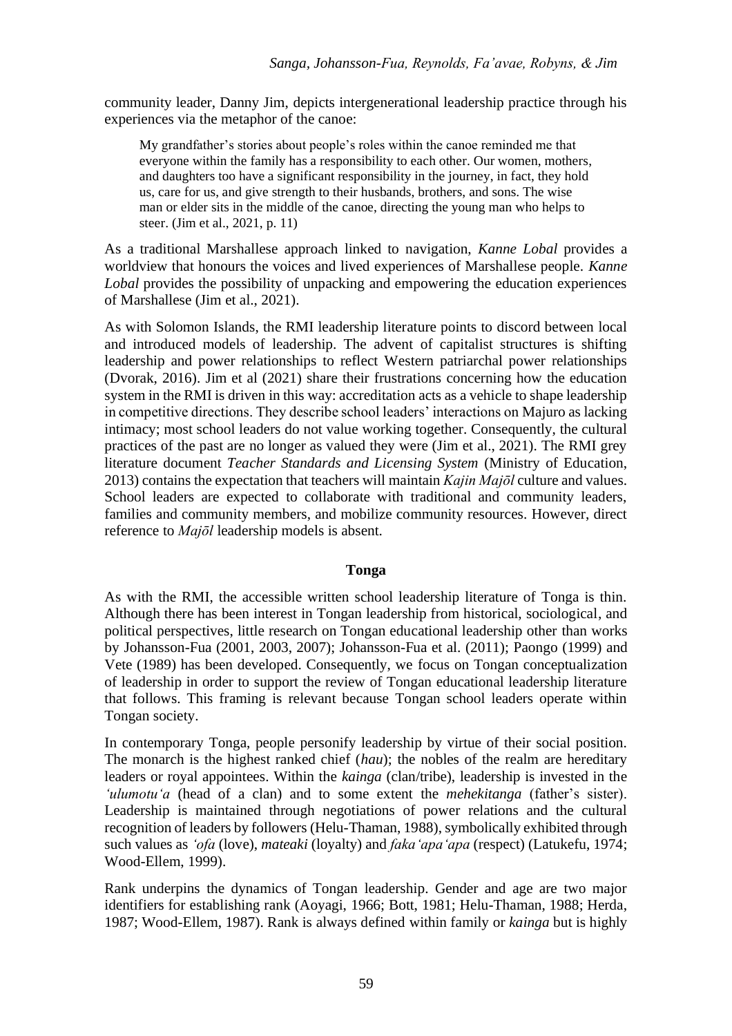community leader, Danny Jim, depicts intergenerational leadership practice through his experiences via the metaphor of the canoe:

> My grandfather's stories about people's roles within the canoe reminded me that everyone within the family has a responsibility to each other. Our women, mothers, and daughters too have a significant responsibility in the journey, in fact, they hold us, care for us, and give strength to their husbands, brothers, and sons. The wise man or elder sits in the middle of the canoe, directing the young man who helps to steer. (Jim et al., 2021, p. 11)

As a traditional Marshallese approach linked to navigation, *Kanne Lobal* provides a worldview that honours the voices and lived experiences of Marshallese people. *Kanne Lobal* provides the possibility of unpacking and empowering the education experiences of Marshallese (Jim et al., 2021).

As with Solomon Islands, the RMI leadership literature points to discord between local and introduced models of leadership. The advent of capitalist structures is shifting leadership and power relationships to reflect Western patriarchal power relationships (Dvorak, 2016). Jim et al (2021) share their frustrations concerning how the education system in the RMI is driven in this way: accreditation acts as a vehicle to shape leadership in competitive directions. They describe school leaders' interactions on Majuro as lacking intimacy; most school leaders do not value working together. Consequently, the cultural practices of the past are no longer as valued they were (Jim et al., 2021). The RMI grey literature document *Teacher Standards and Licensing System* (Ministry of Education, 2013) contains the expectation that teachers will maintain *Kajin Majōl* culture and values. School leaders are expected to collaborate with traditional and community leaders, families and community members, and mobilize community resources. However, direct reference to *Majōl* leadership models is absent.

### Tonga

As with the RMI, the accessible written school leadership literature of Tonga is thin. Although there has been interest in Tongan leadership from historical, sociological, and political perspectives, little research on Tongan educational leadership other than works by Johansson-Fua (2001, 2003, 2007); Johansson-Fua et al. (2011); Paongo (1999) and Vete (1989) has been developed. Consequently, we focus on Tongan conceptualization of leadership in order to support the review of Tongan educational leadership literature that follows. This framing is relevant because Tongan school leaders operate within Tongan society.

In contemporary Tonga, people personify leadership by virtue of their social position. The monarch is the highest ranked chief (*hau*); the nobles of the realm are hereditary leaders or royal appointees. Within the *kainga* (clan/tribe), leadership is invested in the *ʻulumotuʻa* (head of a clan) and to some extent the *mehekitanga* (father's sister). Leadership is maintained through negotiations of power relations and the cultural recognition of leaders by followers (Helu-Thaman, 1988), symbolically exhibited through such values as *ʻofa* (love), *mateaki* (loyalty) and *fakaʻapaʻapa* (respect) (Latukefu, 1974; Wood-Ellem, 1999).

Rank underpins the dynamics of Tongan leadership. Gender and age are two major identifiers for establishing rank (Aoyagi, 1966; Bott, 1981; Helu-Thaman, 1988; Herda, 1987; Wood-Ellem, 1987). Rank is always defined within family or *kainga* but is highly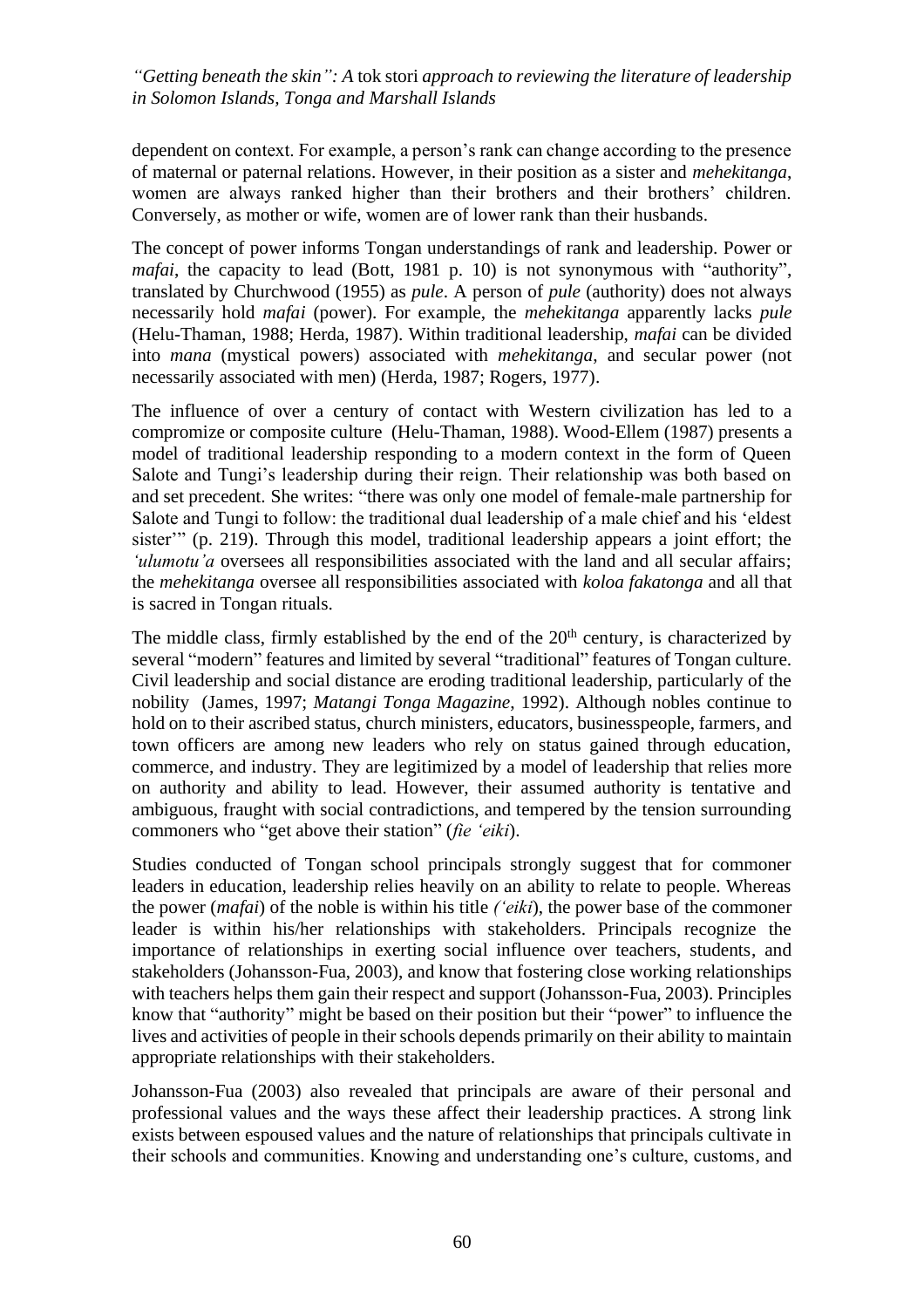dependent on context. For example, a person's rank can change according to the presence of maternal or paternal relations. However, in their position as a sister and *mehekitanga*, women are always ranked higher than their brothers and their brothers' children. Conversely, as mother or wife, women are of lower rank than their husbands.

The concept of power informs Tongan understandings of rank and leadership. Power or *mafai*, the capacity to lead (Bott, 1981 p. 10) is not synonymous with "authority", translated by Churchwood (1955) as *pule*. A person of *pule* (authority) does not always necessarily hold *mafai* (power). For example, the *mehekitanga* apparently lacks *pule* (Helu-Thaman, 1988; Herda, 1987). Within traditional leadership, *mafai* can be divided into *mana* (mystical powers) associated with *mehekitanga*, and secular power (not necessarily associated with men) (Herda, 1987; Rogers, 1977).

The influence of over a century of contact with Western civilization has led to a compromize or composite culture (Helu-Thaman, 1988). Wood-Ellem (1987) presents a model of traditional leadership responding to a modern context in the form of Queen Salote and Tungi's leadership during their reign. Their relationship was both based on and set precedent. She writes: "there was only one model of female-male partnership for Salote and Tungi to follow: the traditional dual leadership of a male chief and his 'eldest sister'" (p. 219). Through this model, traditional leadership appears a joint effort; the *'ulumotu'a* oversees all responsibilities associated with the land and all secular affairs; the *mehekitanga* oversee all responsibilities associated with *koloa fakatonga* and all that is sacred in Tongan rituals.

The middle class, firmly established by the end of the 20th century, is characterized by several "modern" features and limited by several "traditional" features of Tongan culture. Civil leadership and social distance are eroding traditional leadership, particularly of the nobility (James, 1997; *Matangi Tonga Magazine*, 1992). Although nobles continue to hold on to their ascribed status, church ministers, educators, businesspeople, farmers, and town officers are among new leaders who rely on status gained through education, commerce, and industry. They are legitimized by a model of leadership that relies more on authority and ability to lead. However, their assumed authority is tentative and ambiguous, fraught with social contradictions, and tempered by the tension surrounding commoners who "get above their station" (*fie 'eiki*).

Studies conducted of Tongan school principals strongly suggest that for commoner leaders in education, leadership relies heavily on an ability to relate to people. Whereas the power (*mafai*) of the noble is within his title *('eiki*), the power base of the commoner leader is within his/her relationships with stakeholders. Principals recognize the importance of relationships in exerting social influence over teachers, students, and stakeholders (Johansson-Fua, 2003), and know that fostering close working relationships with teachers helps them gain their respect and support (Johansson-Fua, 2003). Principles know that "authority" might be based on their position but their "power" to influence the lives and activities of people in their schools depends primarily on their ability to maintain appropriate relationships with their stakeholders.

Johansson-Fua (2003) also revealed that principals are aware of their personal and professional values and the ways these affect their leadership practices. A strong link exists between espoused values and the nature of relationships that principals cultivate in their schools and communities. Knowing and understanding one's culture, customs, and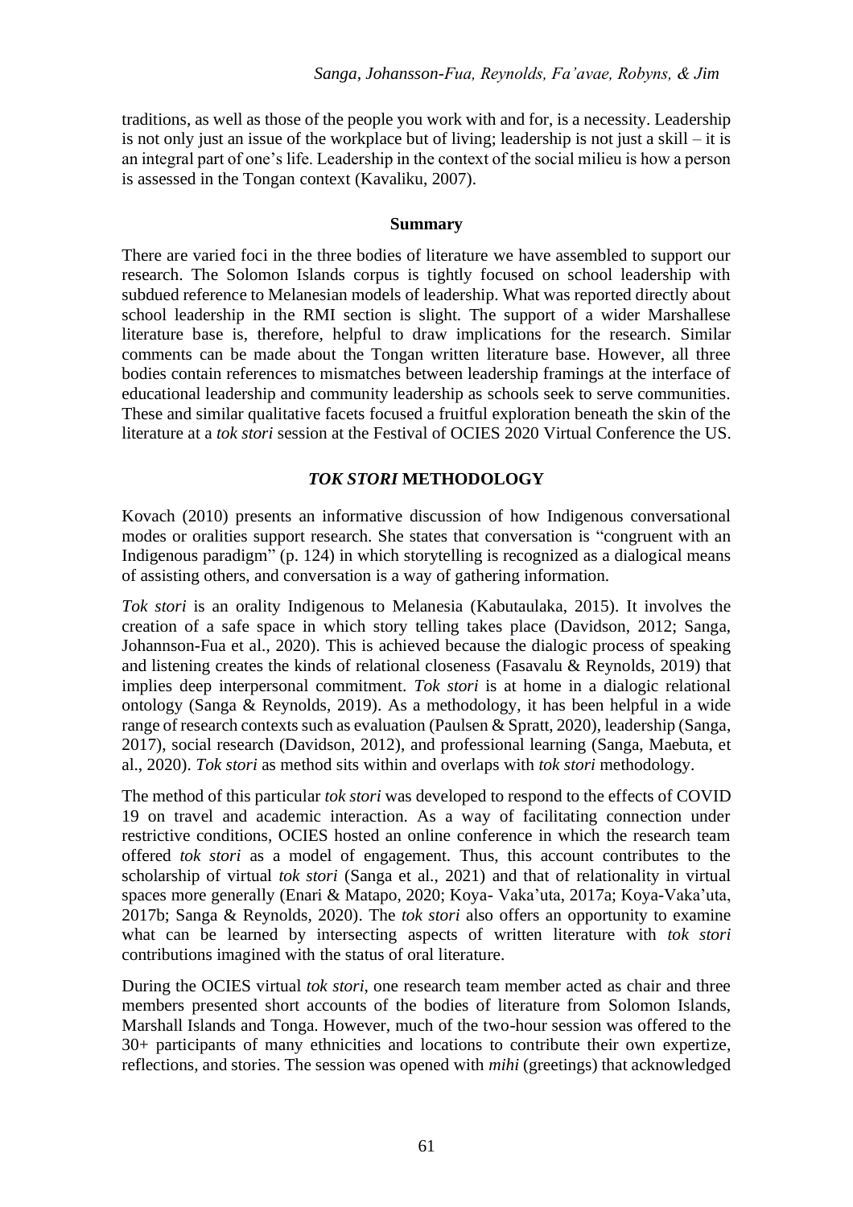traditions, as well as those of the people you work with and for, is a necessity. Leadership is not only just an issue of the workplace but of living; leadership is not just a skill – it is an integral part of one's life. Leadership in the context of the social milieu is how a person is assessed in the Tongan context (Kavaliku, 2007).

### Summary

There are varied foci in the three bodies of literature we have assembled to support our research. The Solomon Islands corpus is tightly focused on school leadership with subdued reference to Melanesian models of leadership. What was reported directly about school leadership in the RMI section is slight. The support of a wider Marshallese literature base is, therefore, helpful to draw implications for the research. Similar comments can be made about the Tongan written literature base. However, all three bodies contain references to mismatches between leadership framings at the interface of educational leadership and community leadership as schools seek to serve communities. These and similar qualitative facets focused a fruitful exploration beneath the skin of the literature at a *tok stori* session at the Festival of OCIES 2020 Virtual Conference the US.

## *TOK STORI* METHODOLOGY

Kovach (2010) presents an informative discussion of how Indigenous conversational modes or oralities support research. She states that conversation is "congruent with an Indigenous paradigm" (p. 124) in which storytelling is recognized as a dialogical means of assisting others, and conversation is a way of gathering information.

*Tok stori* is an orality Indigenous to Melanesia (Kabutaulaka, 2015). It involves the creation of a safe space in which story telling takes place (Davidson, 2012; Sanga, Johannson-Fua et al., 2020). This is achieved because the dialogic process of speaking and listening creates the kinds of relational closeness (Fasavalu & Reynolds, 2019) that implies deep interpersonal commitment. *Tok stori* is at home in a dialogic relational ontology (Sanga & Reynolds, 2019). As a methodology, it has been helpful in a wide range of research contexts such as evaluation (Paulsen & Spratt, 2020), leadership (Sanga, 2017), social research (Davidson, 2012), and professional learning (Sanga, Maebuta, et al., 2020). *Tok stori* as method sits within and overlaps with *tok stori* methodology.

The method of this particular *tok stori* was developed to respond to the effects of COVID 19 on travel and academic interaction. As a way of facilitating connection under restrictive conditions, OCIES hosted an online conference in which the research team offered *tok stori* as a model of engagement. Thus, this account contributes to the scholarship of virtual *tok stori* (Sanga et al., 2021) and that of relationality in virtual spaces more generally (Enari & Matapo, 2020; Koya- Vaka'uta, 2017a; Koya-Vaka'uta, 2017b; Sanga & Reynolds, 2020). The *tok stori* also offers an opportunity to examine what can be learned by intersecting aspects of written literature with *tok stori* contributions imagined with the status of oral literature.

During the OCIES virtual *tok stori*, one research team member acted as chair and three members presented short accounts of the bodies of literature from Solomon Islands, Marshall Islands and Tonga. However, much of the two-hour session was offered to the 30+ participants of many ethnicities and locations to contribute their own expertize, reflections, and stories. The session was opened with *mihi* (greetings) that acknowledged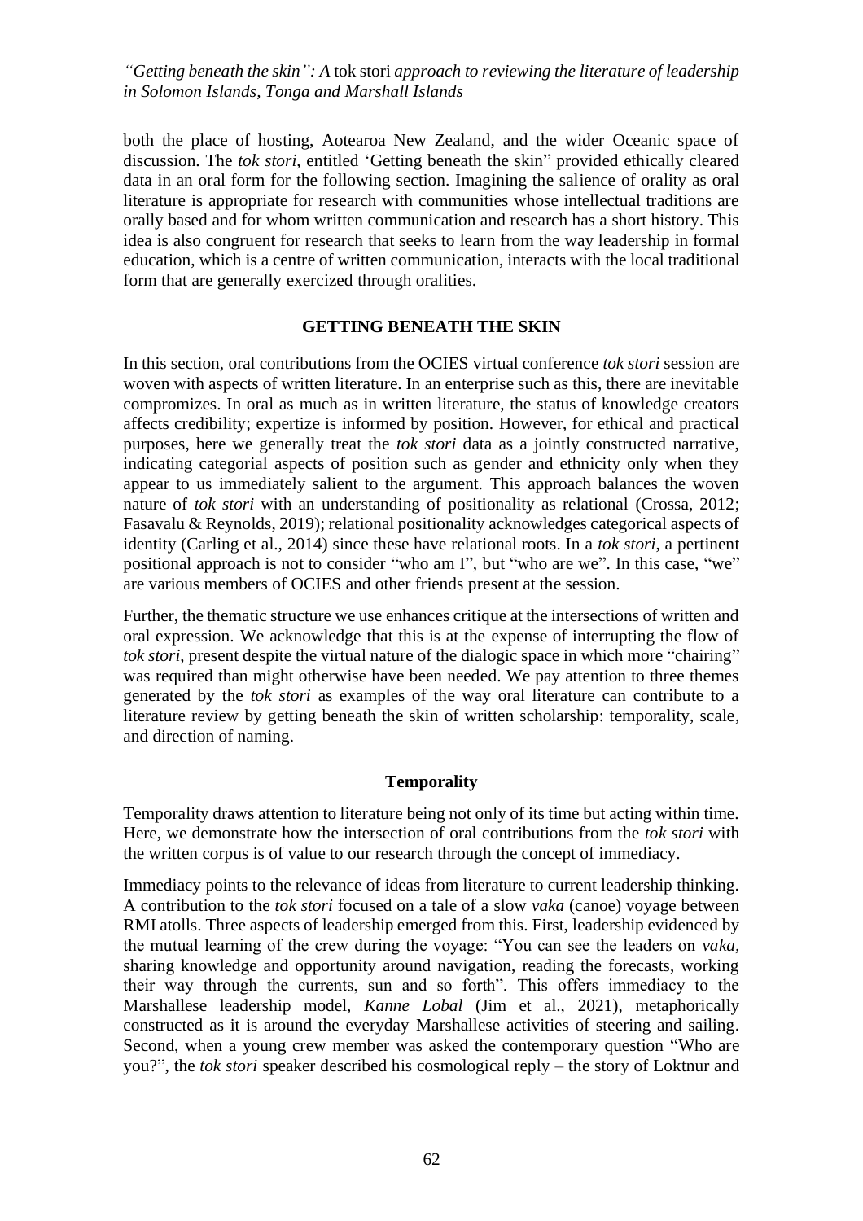both the place of hosting, Aotearoa New Zealand, and the wider Oceanic space of discussion. The *tok stori*, entitled 'Getting beneath the skin" provided ethically cleared data in an oral form for the following section. Imagining the salience of orality as oral literature is appropriate for research with communities whose intellectual traditions are orally based and for whom written communication and research has a short history. This idea is also congruent for research that seeks to learn from the way leadership in formal education, which is a centre of written communication, interacts with the local traditional form that are generally exercized through oralities.

## GETTING BENEATH THE SKIN

In this section, oral contributions from the OCIES virtual conference *tok stori* session are woven with aspects of written literature. In an enterprise such as this, there are inevitable compromizes. In oral as much as in written literature, the status of knowledge creators affects credibility; expertize is informed by position. However, for ethical and practical purposes, here we generally treat the *tok stori* data as a jointly constructed narrative, indicating categorial aspects of position such as gender and ethnicity only when they appear to us immediately salient to the argument. This approach balances the woven nature of *tok stori* with an understanding of positionality as relational (Crossa, 2012; Fasavalu & Reynolds, 2019); relational positionality acknowledges categorical aspects of identity (Carling et al., 2014) since these have relational roots. In a *tok stori*, a pertinent positional approach is not to consider "who am I", but "who are we". In this case, "we" are various members of OCIES and other friends present at the session.

Further, the thematic structure we use enhances critique at the intersections of written and oral expression. We acknowledge that this is at the expense of interrupting the flow of *tok stori*, present despite the virtual nature of the dialogic space in which more "chairing" was required than might otherwise have been needed. We pay attention to three themes generated by the *tok stori* as examples of the way oral literature can contribute to a literature review by getting beneath the skin of written scholarship: temporality, scale, and direction of naming.

### Temporality

Temporality draws attention to literature being not only of its time but acting within time. Here, we demonstrate how the intersection of oral contributions from the *tok stori* with the written corpus is of value to our research through the concept of immediacy.

Immediacy points to the relevance of ideas from literature to current leadership thinking. A contribution to the *tok stori* focused on a tale of a slow *vaka* (canoe) voyage between RMI atolls. Three aspects of leadership emerged from this. First, leadership evidenced by the mutual learning of the crew during the voyage: "You can see the leaders on *vaka*, sharing knowledge and opportunity around navigation, reading the forecasts, working their way through the currents, sun and so forth". This offers immediacy to the Marshallese leadership model, *Kanne Lobal* (Jim et al., 2021), metaphorically constructed as it is around the everyday Marshallese activities of steering and sailing. Second, when a young crew member was asked the contemporary question "Who are you?", the *tok stori* speaker described his cosmological reply – the story of Loktnur and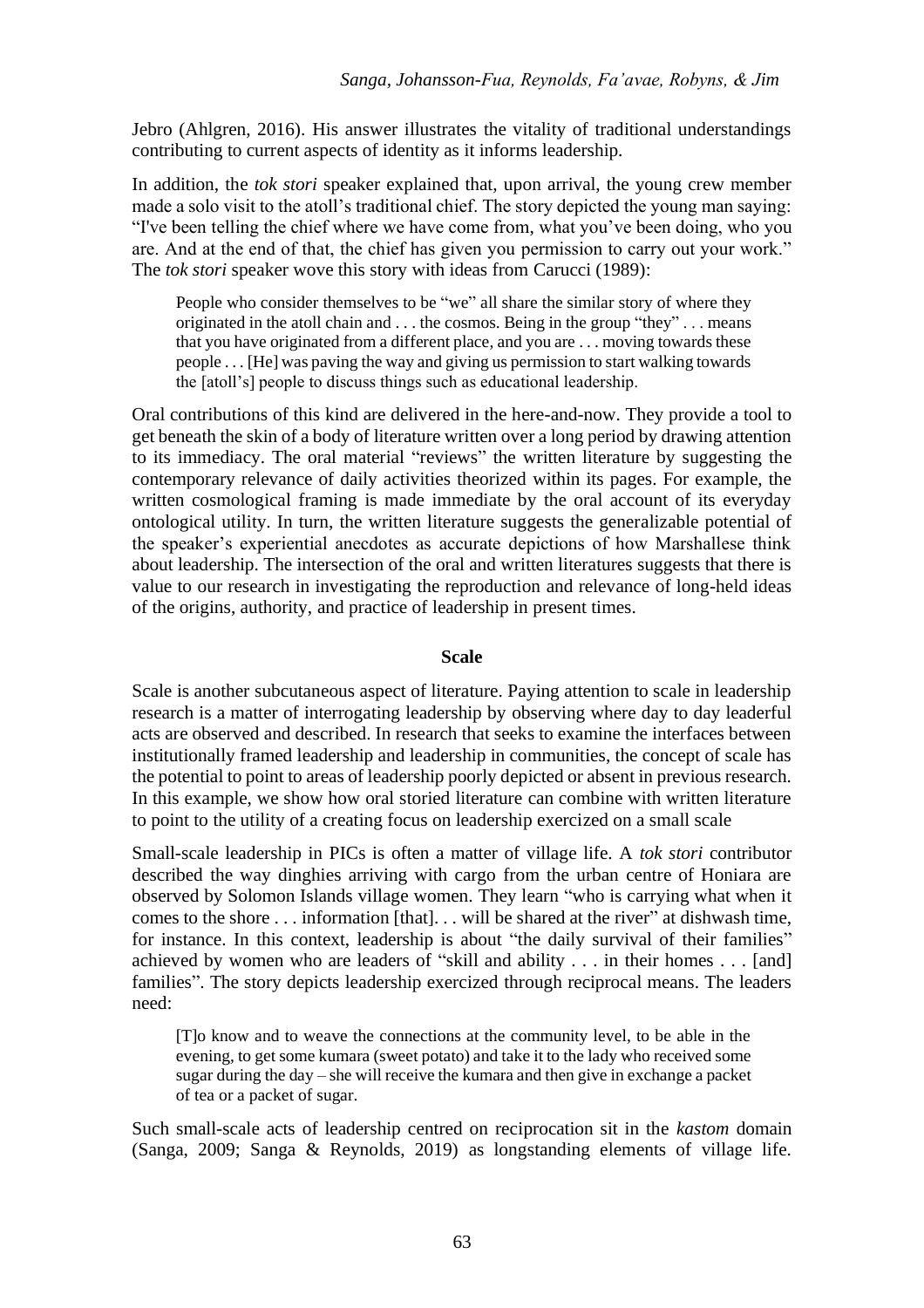Jebro (Ahlgren, 2016). His answer illustrates the vitality of traditional understandings contributing to current aspects of identity as it informs leadership.

In addition, the *tok stori* speaker explained that, upon arrival, the young crew member made a solo visit to the atoll's traditional chief. The story depicted the young man saying: "I've been telling the chief where we have come from, what you've been doing, who you are. And at the end of that, the chief has given you permission to carry out your work." The *tok stori* speaker wove this story with ideas from Carucci (1989):

> People who consider themselves to be "we" all share the similar story of where they originated in the atoll chain and . . . the cosmos. Being in the group "they" . . . means that you have originated from a different place, and you are . . . moving towards these people . . . [He] was paving the way and giving us permission to start walking towards the [atoll's] people to discuss things such as educational leadership.

Oral contributions of this kind are delivered in the here-and-now. They provide a tool to get beneath the skin of a body of literature written over a long period by drawing attention to its immediacy. The oral material "reviews" the written literature by suggesting the contemporary relevance of daily activities theorized within its pages. For example, the written cosmological framing is made immediate by the oral account of its everyday ontological utility. In turn, the written literature suggests the generalizable potential of the speaker's experiential anecdotes as accurate depictions of how Marshallese think about leadership. The intersection of the oral and written literatures suggests that there is value to our research in investigating the reproduction and relevance of long-held ideas of the origins, authority, and practice of leadership in present times.

## Scale

Scale is another subcutaneous aspect of literature. Paying attention to scale in leadership research is a matter of interrogating leadership by observing where day to day leaderful acts are observed and described. In research that seeks to examine the interfaces between institutionally framed leadership and leadership in communities, the concept of scale has the potential to point to areas of leadership poorly depicted or absent in previous research. In this example, we show how oral storied literature can combine with written literature to point to the utility of a creating focus on leadership exercized on a small scale

Small-scale leadership in PICs is often a matter of village life. A *tok stori* contributor described the way dinghies arriving with cargo from the urban centre of Honiara are observed by Solomon Islands village women. They learn "who is carrying what when it comes to the shore . . . information [that]. . . will be shared at the river" at dishwash time, for instance. In this context, leadership is about "the daily survival of their families" achieved by women who are leaders of "skill and ability . . . in their homes . . . [and] families". The story depicts leadership exercized through reciprocal means. The leaders need:

> [T]o know and to weave the connections at the community level, to be able in the evening, to get some kumara (sweet potato) and take it to the lady who received some sugar during the day – she will receive the kumara and then give in exchange a packet of tea or a packet of sugar.

Such small-scale acts of leadership centred on reciprocation sit in the *kastom* domain (Sanga, 2009; Sanga & Reynolds, 2019) as longstanding elements of village life.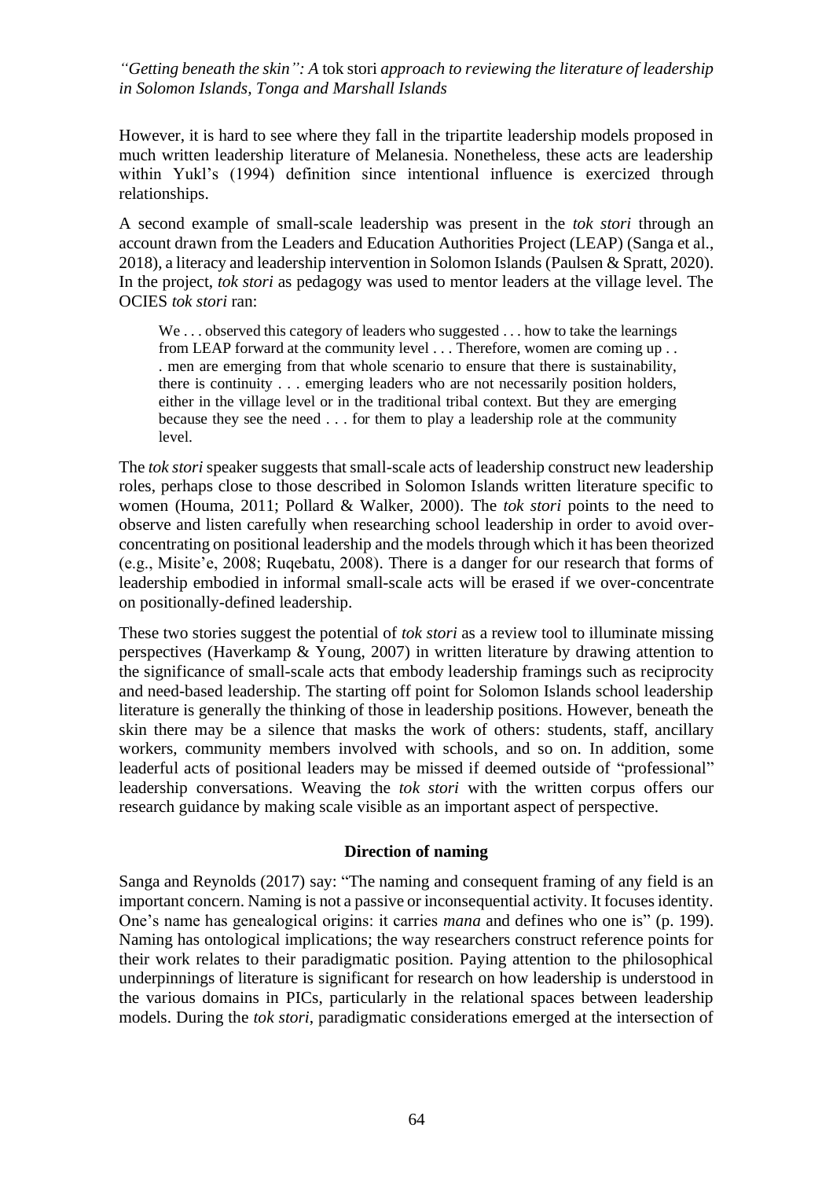However, it is hard to see where they fall in the tripartite leadership models proposed in much written leadership literature of Melanesia. Nonetheless, these acts are leadership within Yukl's (1994) definition since intentional influence is exercized through relationships.

A second example of small-scale leadership was present in the *tok stori* through an account drawn from the Leaders and Education Authorities Project (LEAP) (Sanga et al., 2018), a literacy and leadership intervention in Solomon Islands (Paulsen & Spratt, 2020). In the project, *tok stori* as pedagogy was used to mentor leaders at the village level. The OCIES *tok stori* ran:

> We . . . observed this category of leaders who suggested . . . how to take the learnings from LEAP forward at the community level . . . Therefore, women are coming up . . . men are emerging from that whole scenario to ensure that there is sustainability, there is continuity . . . emerging leaders who are not necessarily position holders, either in the village level or in the traditional tribal context. But they are emerging because they see the need . . . for them to play a leadership role at the community level.

The *tok stori* speaker suggests that small-scale acts of leadership construct new leadership roles, perhaps close to those described in Solomon Islands written literature specific to women (Houma, 2011; Pollard & Walker, 2000). The *tok stori* points to the need to observe and listen carefully when researching school leadership in order to avoid over-concentrating on positional leadership and the models through which it has been theorized (e.g., Misite'e, 2008; Ruqebatu, 2008). There is a danger for our research that forms of leadership embodied in informal small-scale acts will be erased if we over-concentrate on positionally-defined leadership.

These two stories suggest the potential of *tok stori* as a review tool to illuminate missing perspectives (Haverkamp & Young, 2007) in written literature by drawing attention to the significance of small-scale acts that embody leadership framings such as reciprocity and need-based leadership. The starting off point for Solomon Islands school leadership literature is generally the thinking of those in leadership positions. However, beneath the skin there may be a silence that masks the work of others: students, staff, ancillary workers, community members involved with schools, and so on. In addition, some leaderful acts of positional leaders may be missed if deemed outside of "professional" leadership conversations. Weaving the *tok stori* with the written corpus offers our research guidance by making scale visible as an important aspect of perspective.

## Direction of naming

Sanga and Reynolds (2017) say: "The naming and consequent framing of any field is an important concern. Naming is not a passive or inconsequential activity. It focuses identity. One's name has genealogical origins: it carries *mana* and defines who one is" (p. 199). Naming has ontological implications; the way researchers construct reference points for their work relates to their paradigmatic position. Paying attention to the philosophical underpinnings of literature is significant for research on how leadership is understood in the various domains in PICs, particularly in the relational spaces between leadership models. During the *tok stori*, paradigmatic considerations emerged at the intersection of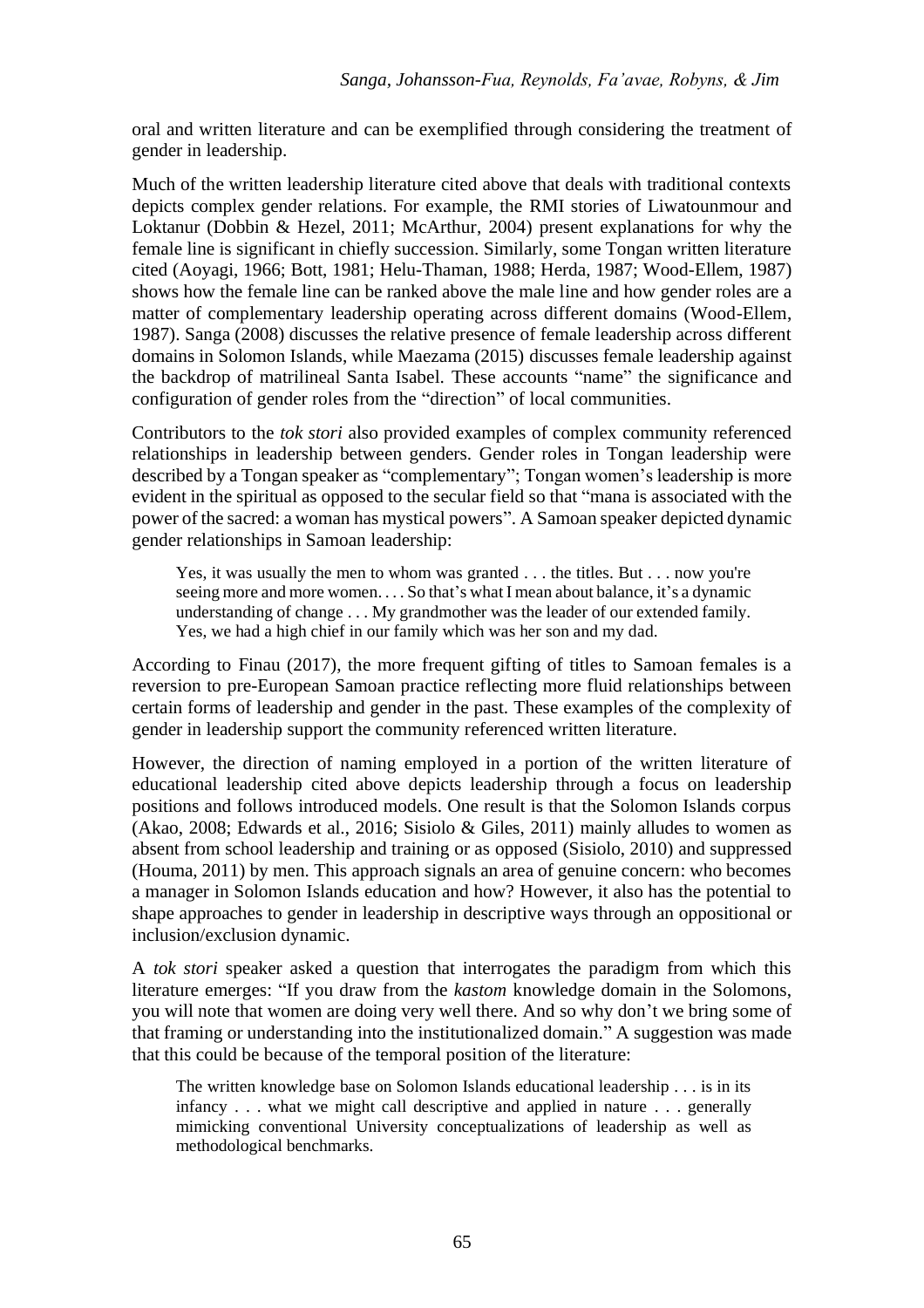oral and written literature and can be exemplified through considering the treatment of gender in leadership.

Much of the written leadership literature cited above that deals with traditional contexts depicts complex gender relations. For example, the RMI stories of Liwatounmour and Loktanur (Dobbin & Hezel, 2011; McArthur, 2004) present explanations for why the female line is significant in chiefly succession. Similarly, some Tongan written literature cited (Aoyagi, 1966; Bott, 1981; Helu-Thaman, 1988; Herda, 1987; Wood-Ellem, 1987) shows how the female line can be ranked above the male line and how gender roles are a matter of complementary leadership operating across different domains (Wood-Ellem, 1987). Sanga (2008) discusses the relative presence of female leadership across different domains in Solomon Islands, while Maezama (2015) discusses female leadership against the backdrop of matrilineal Santa Isabel. These accounts "name" the significance and configuration of gender roles from the "direction" of local communities.

Contributors to the *tok stori* also provided examples of complex community referenced relationships in leadership between genders. Gender roles in Tongan leadership were described by a Tongan speaker as "complementary"; Tongan women's leadership is more evident in the spiritual as opposed to the secular field so that "mana is associated with the power of the sacred: a woman has mystical powers". A Samoan speaker depicted dynamic gender relationships in Samoan leadership:

> Yes, it was usually the men to whom was granted . . . the titles. But . . . now you're seeing more and more women. . . . So that's what I mean about balance, it's a dynamic understanding of change . . . My grandmother was the leader of our extended family. Yes, we had a high chief in our family which was her son and my dad.

According to Finau (2017), the more frequent gifting of titles to Samoan females is a reversion to pre-European Samoan practice reflecting more fluid relationships between certain forms of leadership and gender in the past. These examples of the complexity of gender in leadership support the community referenced written literature.

However, the direction of naming employed in a portion of the written literature of educational leadership cited above depicts leadership through a focus on leadership positions and follows introduced models. One result is that the Solomon Islands corpus (Akao, 2008; Edwards et al., 2016; Sisiolo & Giles, 2011) mainly alludes to women as absent from school leadership and training or as opposed (Sisiolo, 2010) and suppressed (Houma, 2011) by men. This approach signals an area of genuine concern: who becomes a manager in Solomon Islands education and how? However, it also has the potential to shape approaches to gender in leadership in descriptive ways through an oppositional or inclusion/exclusion dynamic.

A *tok stori* speaker asked a question that interrogates the paradigm from which this literature emerges: "If you draw from the *kastom* knowledge domain in the Solomons, you will note that women are doing very well there. And so why don't we bring some of that framing or understanding into the institutionalized domain." A suggestion was made that this could be because of the temporal position of the literature:

> The written knowledge base on Solomon Islands educational leadership . . . is in its infancy . . . what we might call descriptive and applied in nature . . . generally mimicking conventional University conceptualizations of leadership as well as methodological benchmarks.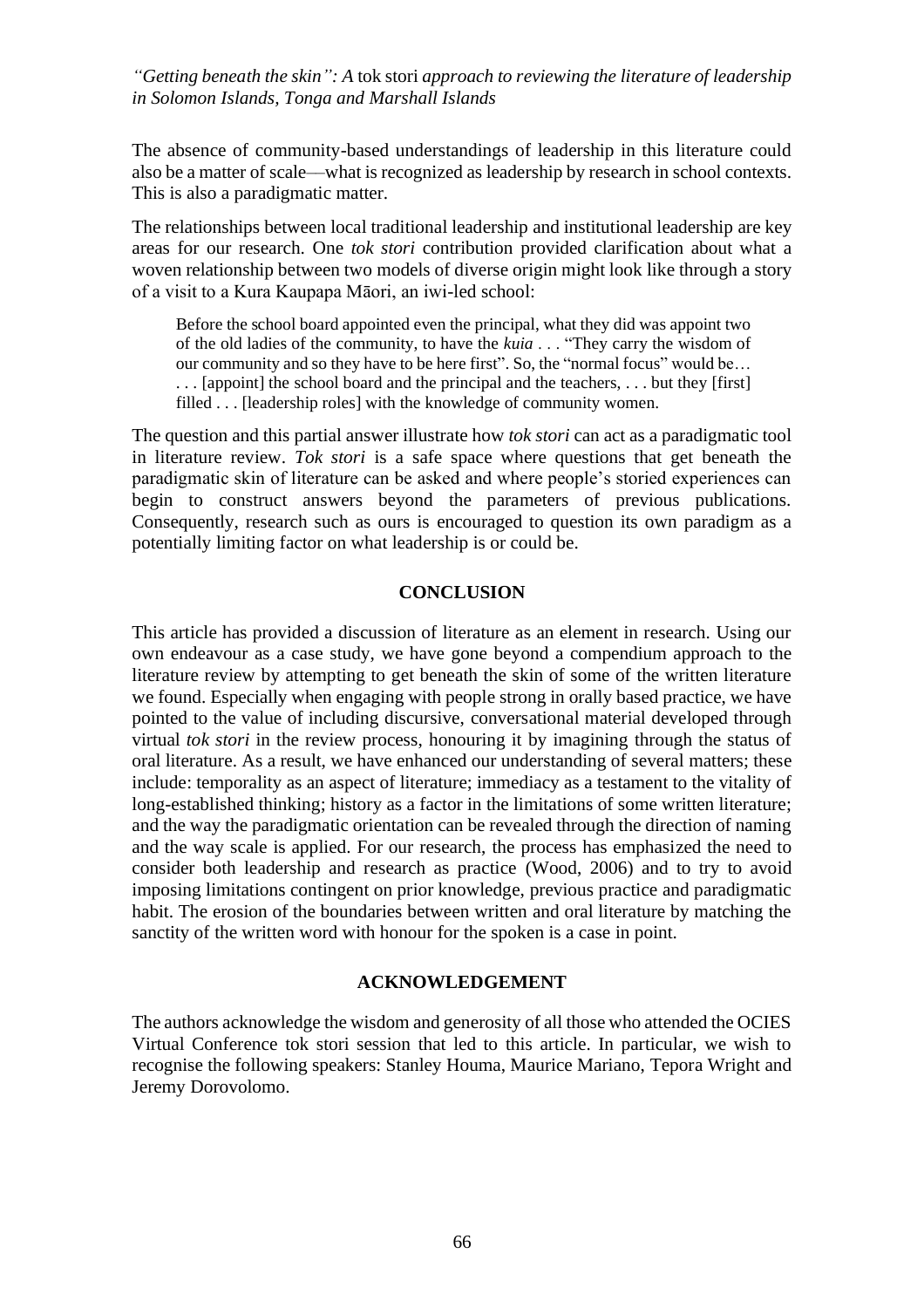The absence of community-based understandings of leadership in this literature could also be a matter of scale—what is recognized as leadership by research in school contexts. This is also a paradigmatic matter.

The relationships between local traditional leadership and institutional leadership are key areas for our research. One *tok stori* contribution provided clarification about what a woven relationship between two models of diverse origin might look like through a story of a visit to a Kura Kaupapa Māori, an iwi-led school:

> Before the school board appointed even the principal, what they did was appoint two of the old ladies of the community, to have the *kuia* . . . "They carry the wisdom of our community and so they have to be here first". So, the "normal focus" would be… . . . [appoint] the school board and the principal and the teachers, . . . but they [first] filled . . . [leadership roles] with the knowledge of community women.

The question and this partial answer illustrate how *tok stori* can act as a paradigmatic tool in literature review. *Tok stori* is a safe space where questions that get beneath the paradigmatic skin of literature can be asked and where people's storied experiences can begin to construct answers beyond the parameters of previous publications. Consequently, research such as ours is encouraged to question its own paradigm as a potentially limiting factor on what leadership is or could be.

## CONCLUSION

This article has provided a discussion of literature as an element in research. Using our own endeavour as a case study, we have gone beyond a compendium approach to the literature review by attempting to get beneath the skin of some of the written literature we found. Especially when engaging with people strong in orally based practice, we have pointed to the value of including discursive, conversational material developed through virtual *tok stori* in the review process, honouring it by imagining through the status of oral literature. As a result, we have enhanced our understanding of several matters; these include: temporality as an aspect of literature; immediacy as a testament to the vitality of long-established thinking; history as a factor in the limitations of some written literature; and the way the paradigmatic orientation can be revealed through the direction of naming and the way scale is applied. For our research, the process has emphasized the need to consider both leadership and research as practice (Wood, 2006) and to try to avoid imposing limitations contingent on prior knowledge, previous practice and paradigmatic habit. The erosion of the boundaries between written and oral literature by matching the sanctity of the written word with honour for the spoken is a case in point.

## ACKNOWLEDGEMENT

The authors acknowledge the wisdom and generosity of all those who attended the OCIES Virtual Conference tok stori session that led to this article. In particular, we wish to recognise the following speakers: Stanley Houma, Maurice Mariano, Tepora Wright and Jeremy Dorovolomo.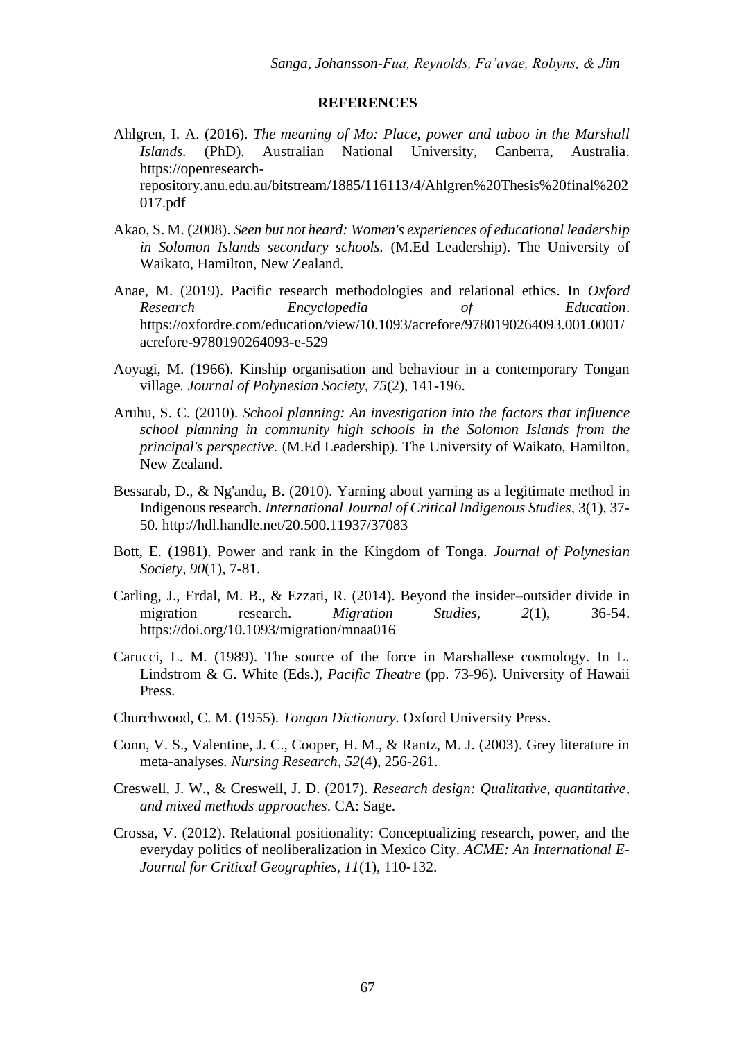**REFERENCES**

Ahlgren, I. A. (2016). *The meaning of Mo: Place, power and taboo in the Marshall Islands.* (PhD). Australian National University, Canberra, Australia. https://openresearch-repository.anu.edu.au/bitstream/1885/116113/4/Ahlgren%20Thesis%20final%202017.pdf

Akao, S. M. (2008). *Seen but not heard: Women's experiences of educational leadership in Solomon Islands secondary schools.* (M.Ed Leadership). The University of Waikato, Hamilton, New Zealand.

Anae, M. (2019). Pacific research methodologies and relational ethics. In *Oxford Research Encyclopedia of Education*. https://oxfordre.com/education/view/10.1093/acrefore/9780190264093.001.0001/acrefore-9780190264093-e-529

Aoyagi, M. (1966). Kinship organisation and behaviour in a contemporary Tongan village. *Journal of Polynesian Society*, *75*(2), 141-196.

Aruhu, S. C. (2010). *School planning: An investigation into the factors that influence school planning in community high schools in the Solomon Islands from the principal's perspective.* (M.Ed Leadership). The University of Waikato, Hamilton, New Zealand.

Bessarab, D., & Ng'andu, B. (2010). Yarning about yarning as a legitimate method in Indigenous research. *International Journal of Critical Indigenous Studies,* 3(1), 37-50. http://hdl.handle.net/20.500.11937/37083

Bott, E. (1981). Power and rank in the Kingdom of Tonga. *Journal of Polynesian Society, 90*(1), 7-81.

Carling, J., Erdal, M. B., & Ezzati, R. (2014). Beyond the insider–outsider divide in migration research. *Migration Studies, 2*(1), 36-54. https://doi.org/10.1093/migration/mnaa016

Carucci, L. M. (1989). The source of the force in Marshallese cosmology. In L. Lindstrom & G. White (Eds.), *Pacific Theatre* (pp. 73-96). University of Hawaii Press.

Churchwood, C. M. (1955). *Tongan Dictionary*. Oxford University Press.

Conn, V. S., Valentine, J. C., Cooper, H. M., & Rantz, M. J. (2003). Grey literature in meta-analyses. *Nursing Research*, *52*(4), 256-261.

Creswell, J. W., & Creswell, J. D. (2017). *Research design: Qualitative, quantitative, and mixed methods approaches*. CA: Sage.

Crossa, V. (2012). Relational positionality: Conceptualizing research, power, and the everyday politics of neoliberalization in Mexico City. *ACME: An International E-Journal for Critical Geographies, 11*(1), 110-132.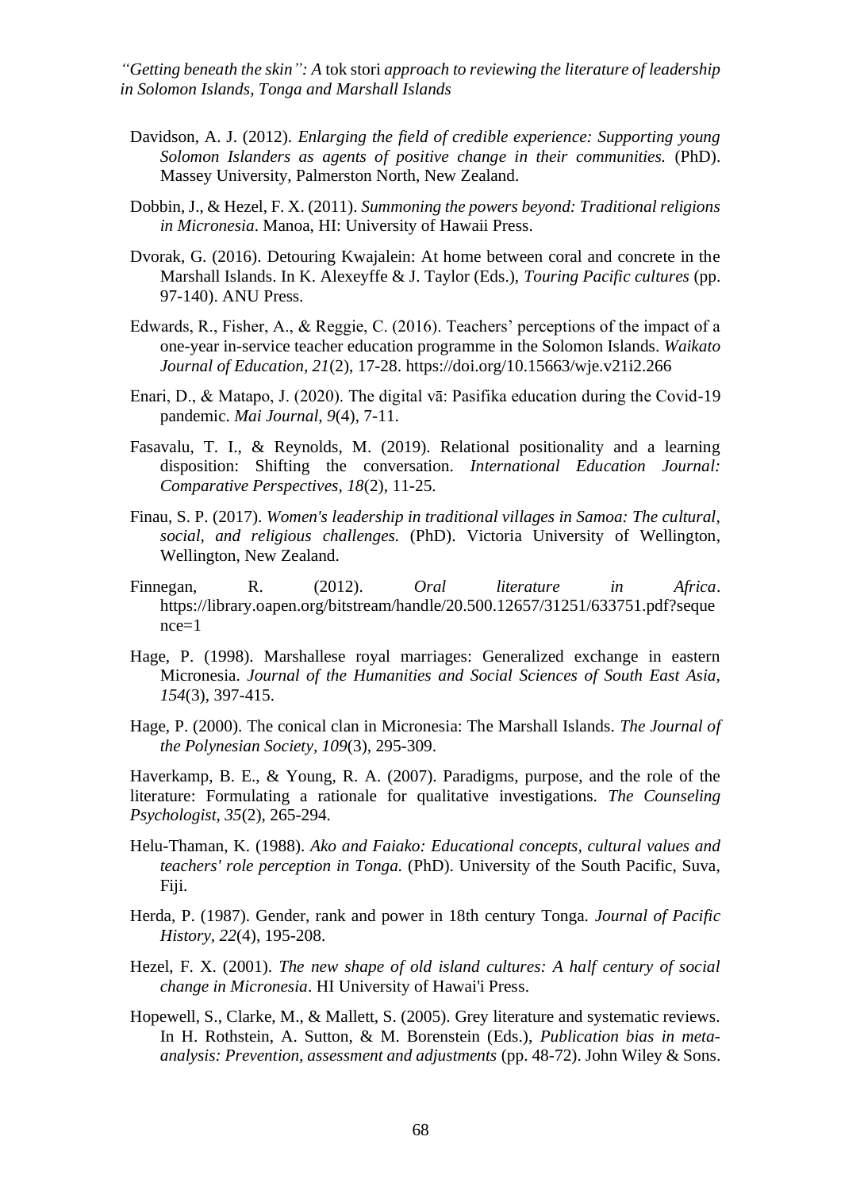Davidson, A. J. (2012). *Enlarging the field of credible experience: Supporting young Solomon Islanders as agents of positive change in their communities.* (PhD). Massey University, Palmerston North, New Zealand.

Dobbin, J., & Hezel, F. X. (2011). *Summoning the powers beyond: Traditional religions in Micronesia*. Manoa, HI: University of Hawaii Press.

Dvorak, G. (2016). Detouring Kwajalein: At home between coral and concrete in the Marshall Islands. In K. Alexeyffe & J. Taylor (Eds.), *Touring Pacific cultures* (pp. 97-140). ANU Press.

Edwards, R., Fisher, A., & Reggie, C. (2016). Teachers' perceptions of the impact of a one-year in-service teacher education programme in the Solomon Islands. *Waikato Journal of Education, 21*(2), 17-28. https://doi.org/10.15663/wje.v21i2.266

Enari, D., & Matapo, J. (2020). The digital vā: Pasifika education during the Covid-19 pandemic. *Mai Journal, 9*(4), 7-11.

Fasavalu, T. I., & Reynolds, M. (2019). Relational positionality and a learning disposition: Shifting the conversation. *International Education Journal: Comparative Perspectives, 18*(2), 11-25.

Finau, S. P. (2017). *Women's leadership in traditional villages in Samoa: The cultural, social, and religious challenges.* (PhD). Victoria University of Wellington, Wellington, New Zealand.

Finnegan, R. (2012). *Oral literature in Africa*. https://library.oapen.org/bitstream/handle/20.500.12657/31251/633751.pdf?sequence=1

Hage, P. (1998). Marshallese royal marriages: Generalized exchange in eastern Micronesia. *Journal of the Humanities and Social Sciences of South East Asia, 154*(3), 397-415.

Hage, P. (2000). The conical clan in Micronesia: The Marshall Islands. *The Journal of the Polynesian Society, 109*(3), 295-309.

Haverkamp, B. E., & Young, R. A. (2007). Paradigms, purpose, and the role of the literature: Formulating a rationale for qualitative investigations. *The Counseling Psychologist, 35*(2), 265-294.

Helu-Thaman, K. (1988). *Ako and Faiako: Educational concepts, cultural values and teachers' role perception in Tonga.* (PhD). University of the South Pacific, Suva, Fiji.

Herda, P. (1987). Gender, rank and power in 18th century Tonga. *Journal of Pacific History, 22*(4), 195-208.

Hezel, F. X. (2001). *The new shape of old island cultures: A half century of social change in Micronesia*. HI University of Hawai'i Press.

Hopewell, S., Clarke, M., & Mallett, S. (2005). Grey literature and systematic reviews. In H. Rothstein, A. Sutton, & M. Borenstein (Eds.), *Publication bias in meta-analysis: Prevention, assessment and adjustments* (pp. 48-72). John Wiley & Sons.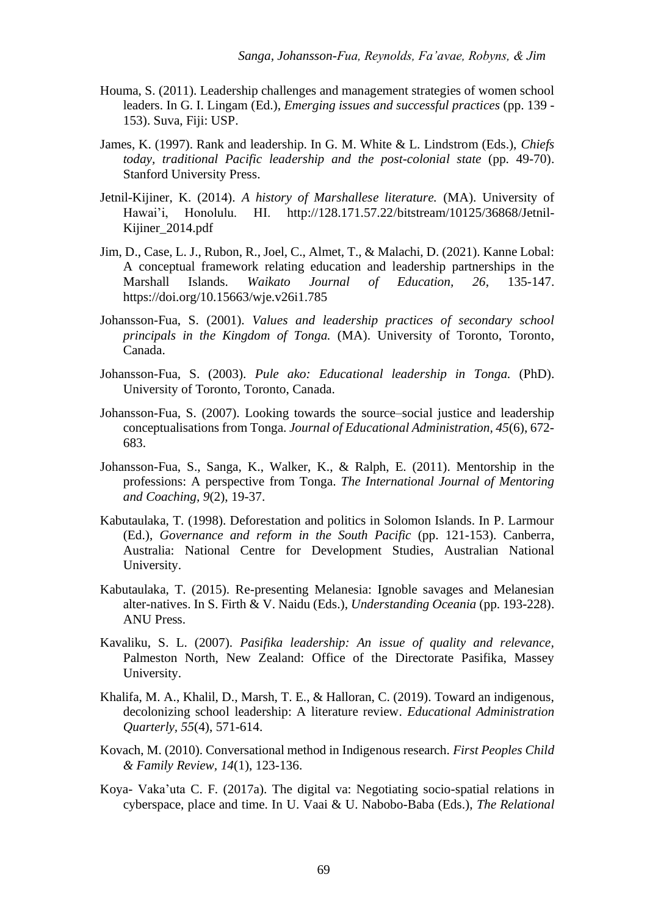Houma, S. (2011). Leadership challenges and management strategies of women school leaders. In G. I. Lingam (Ed.), *Emerging issues and successful practices* (pp. 139 - 153). Suva, Fiji: USP.

James, K. (1997). Rank and leadership. In G. M. White & L. Lindstrom (Eds.), *Chiefs today, traditional Pacific leadership and the post-colonial state* (pp. 49-70). Stanford University Press.

Jetnil-Kijiner, K. (2014). *A history of Marshallese literature.* (MA). University of Hawai'i, Honolulu. HI. http://128.171.57.22/bitstream/10125/36868/Jetnil-Kijiner_2014.pdf

Jim, D., Case, L. J., Rubon, R., Joel, C., Almet, T., & Malachi, D. (2021). Kanne Lobal: A conceptual framework relating education and leadership partnerships in the Marshall Islands. *Waikato Journal of Education*, *26*, 135-147. https://doi.org/10.15663/wje.v26i1.785

Johansson-Fua, S. (2001). *Values and leadership practices of secondary school principals in the Kingdom of Tonga.* (MA). University of Toronto, Toronto, Canada.

Johansson-Fua, S. (2003). *Pule ako: Educational leadership in Tonga.* (PhD). University of Toronto, Toronto, Canada.

Johansson-Fua, S. (2007). Looking towards the source–social justice and leadership conceptualisations from Tonga. *Journal of Educational Administration*, *45*(6), 672-683.

Johansson-Fua, S., Sanga, K., Walker, K., & Ralph, E. (2011). Mentorship in the professions: A perspective from Tonga. *The International Journal of Mentoring and Coaching, 9*(2), 19-37.

Kabutaulaka, T. (1998). Deforestation and politics in Solomon Islands. In P. Larmour (Ed.), *Governance and reform in the South Pacific* (pp. 121-153). Canberra, Australia: National Centre for Development Studies, Australian National University.

Kabutaulaka, T. (2015). Re-presenting Melanesia: Ignoble savages and Melanesian alter-natives. In S. Firth & V. Naidu (Eds.), *Understanding Oceania* (pp. 193-228). ANU Press.

Kavaliku, S. L. (2007). *Pasifika leadership: An issue of quality and relevance*, Palmeston North, New Zealand: Office of the Directorate Pasifika, Massey University.

Khalifa, M. A., Khalil, D., Marsh, T. E., & Halloran, C. (2019). Toward an indigenous, decolonizing school leadership: A literature review. *Educational Administration Quarterly*, *55*(4), 571-614.

Kovach, M. (2010). Conversational method in Indigenous research. *First Peoples Child & Family Review*, *14*(1), 123-136.

Koya- Vaka'uta C. F. (2017a). The digital va: Negotiating socio-spatial relations in cyberspace, place and time. In U. Vaai & U. Nabobo-Baba (Eds.), *The Relational*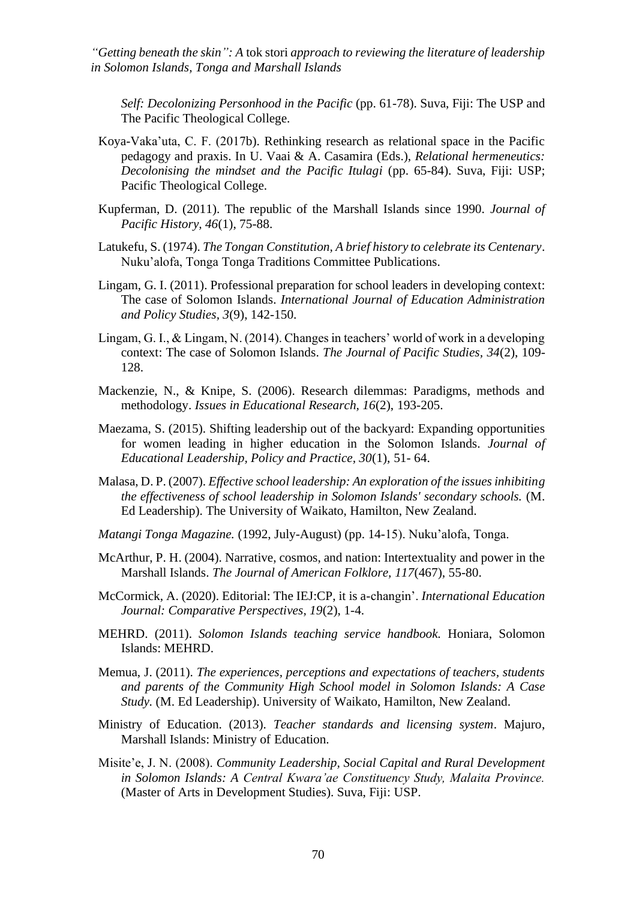*Self: Decolonizing Personhood in the Pacific* (pp. 61-78). Suva, Fiji: The USP and The Pacific Theological College.

Koya-Vaka'uta, C. F. (2017b). Rethinking research as relational space in the Pacific pedagogy and praxis. In U. Vaai & A. Casamira (Eds.), *Relational hermeneutics: Decolonising the mindset and the Pacific Itulagi* (pp. 65-84). Suva, Fiji: USP; Pacific Theological College.

Kupferman, D. (2011). The republic of the Marshall Islands since 1990. *Journal of Pacific History, 46*(1), 75-88.

Latukefu, S. (1974). *The Tongan Constitution, A brief history to celebrate its Centenary*. Nuku'alofa, Tonga Tonga Traditions Committee Publications.

Lingam, G. I. (2011). Professional preparation for school leaders in developing context: The case of Solomon Islands. *International Journal of Education Administration and Policy Studies, 3*(9), 142-150.

Lingam, G. I., & Lingam, N. (2014). Changes in teachers' world of work in a developing context: The case of Solomon Islands. *The Journal of Pacific Studies, 34*(2), 109-128.

Mackenzie, N., & Knipe, S. (2006). Research dilemmas: Paradigms, methods and methodology. *Issues in Educational Research, 16*(2), 193-205.

Maezama, S. (2015). Shifting leadership out of the backyard: Expanding opportunities for women leading in higher education in the Solomon Islands. *Journal of Educational Leadership, Policy and Practice, 30*(1), 51- 64.

Malasa, D. P. (2007). *Effective school leadership: An exploration of the issues inhibiting the effectiveness of school leadership in Solomon Islands' secondary schools.* (M. Ed Leadership). The University of Waikato, Hamilton, New Zealand.

*Matangi Tonga Magazine.* (1992, July-August) (pp. 14-15). Nuku'alofa, Tonga.

McArthur, P. H. (2004). Narrative, cosmos, and nation: Intertextuality and power in the Marshall Islands. *The Journal of American Folklore, 117*(467), 55-80.

McCormick, A. (2020). Editorial: The IEJ:CP, it is a-changin'. *International Education Journal: Comparative Perspectives, 19*(2), 1-4.

MEHRD. (2011). *Solomon Islands teaching service handbook.* Honiara, Solomon Islands: MEHRD.

Memua, J. (2011). *The experiences, perceptions and expectations of teachers, students and parents of the Community High School model in Solomon Islands: A Case Study.* (M. Ed Leadership). University of Waikato, Hamilton, New Zealand.

Ministry of Education. (2013). *Teacher standards and licensing system*. Majuro, Marshall Islands: Ministry of Education.

Misite'e, J. N. (2008). *Community Leadership, Social Capital and Rural Development in Solomon Islands: A Central Kwara'ae Constituency Study, Malaita Province.* (Master of Arts in Development Studies). Suva, Fiji: USP.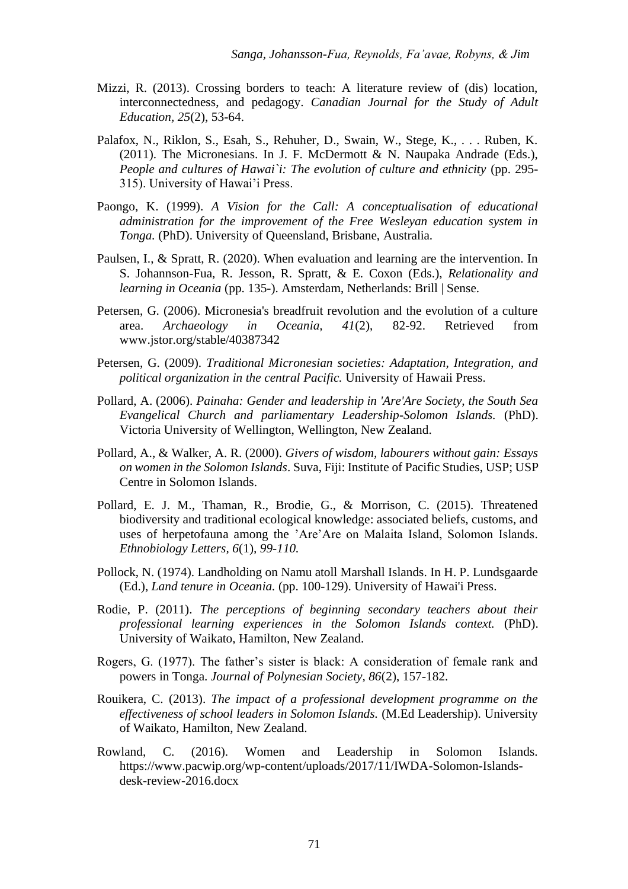Mizzi, R. (2013). Crossing borders to teach: A literature review of (dis) location, interconnectedness, and pedagogy. *Canadian Journal for the Study of Adult Education, 25*(2), 53-64.

Palafox, N., Riklon, S., Esah, S., Rehuher, D., Swain, W., Stege, K., . . . Ruben, K. (2011). The Micronesians. In J. F. McDermott & N. Naupaka Andrade (Eds.), *People and cultures of Hawai`i: The evolution of culture and ethnicity* (pp. 295-315). University of Hawai'i Press.

Paongo, K. (1999). *A Vision for the Call: A conceptualisation of educational administration for the improvement of the Free Wesleyan education system in Tonga.* (PhD). University of Queensland, Brisbane, Australia.

Paulsen, I., & Spratt, R. (2020). When evaluation and learning are the intervention. In S. Johannson-Fua, R. Jesson, R. Spratt, & E. Coxon (Eds.), *Relationality and learning in Oceania* (pp. 135-). Amsterdam, Netherlands: Brill | Sense.

Petersen, G. (2006). Micronesia's breadfruit revolution and the evolution of a culture area. *Archaeology in Oceania, 41*(2), 82-92. Retrieved from www.jstor.org/stable/40387342

Petersen, G. (2009). *Traditional Micronesian societies: Adaptation, Integration, and political organization in the central Pacific.* University of Hawaii Press.

Pollard, A. (2006). *Painaha: Gender and leadership in 'Are'Are Society, the South Sea Evangelical Church and parliamentary Leadership-Solomon Islands.* (PhD). Victoria University of Wellington, Wellington, New Zealand.

Pollard, A., & Walker, A. R. (2000). *Givers of wisdom, labourers without gain: Essays on women in the Solomon Islands*. Suva, Fiji: Institute of Pacific Studies, USP; USP Centre in Solomon Islands.

Pollard, E. J. M., Thaman, R., Brodie, G., & Morrison, C. (2015). Threatened biodiversity and traditional ecological knowledge: associated beliefs, customs, and uses of herpetofauna among the 'Are'Are on Malaita Island, Solomon Islands. *Ethnobiology Letters, 6*(1), *99-110.*

Pollock, N. (1974). Landholding on Namu atoll Marshall Islands. In H. P. Lundsgaarde (Ed.), *Land tenure in Oceania.* (pp. 100-129). University of Hawai'i Press.

Rodie, P. (2011). *The perceptions of beginning secondary teachers about their professional learning experiences in the Solomon Islands context.* (PhD). University of Waikato, Hamilton, New Zealand.

Rogers, G. (1977). The father's sister is black: A consideration of female rank and powers in Tonga. *Journal of Polynesian Society, 86*(2), 157-182.

Rouikera, C. (2013). *The impact of a professional development programme on the effectiveness of school leaders in Solomon Islands.* (M.Ed Leadership). University of Waikato, Hamilton, New Zealand.

Rowland, C. (2016). Women and Leadership in Solomon Islands. https://www.pacwip.org/wp-content/uploads/2017/11/IWDA-Solomon-Islands-desk-review-2016.docx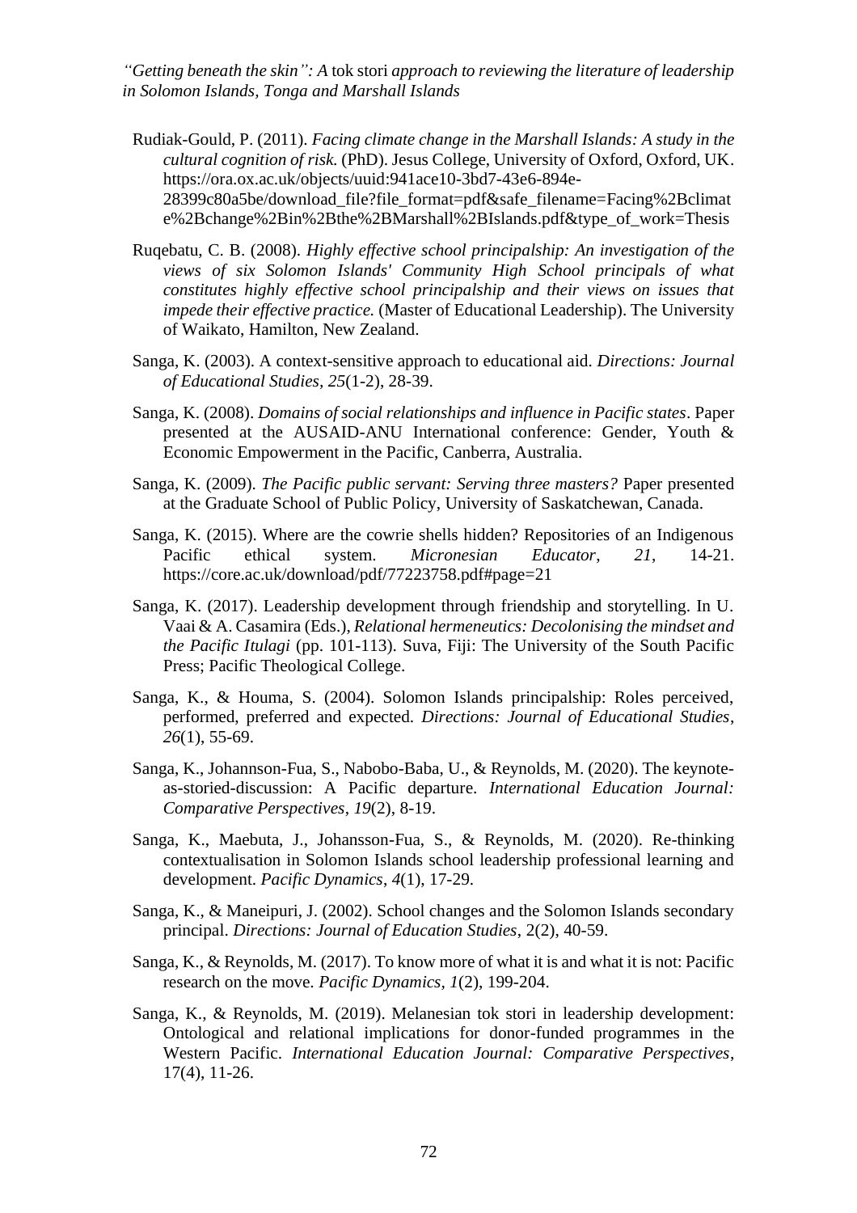Rudiak-Gould, P. (2011). *Facing climate change in the Marshall Islands: A study in the cultural cognition of risk.* (PhD). Jesus College, University of Oxford, Oxford, UK. https://ora.ox.ac.uk/objects/uuid:941ace10-3bd7-43e6-894e-28399c80a5be/download_file?file_format=pdf&safe_filename=Facing%2Bclimate%2Bchange%2Bin%2Bthe%2BMarshall%2BIslands.pdf&type_of_work=Thesis

Ruqebatu, C. B. (2008). *Highly effective school principalship: An investigation of the views of six Solomon Islands' Community High School principals of what constitutes highly effective school principalship and their views on issues that impede their effective practice.* (Master of Educational Leadership). The University of Waikato, Hamilton, New Zealand.

Sanga, K. (2003). A context-sensitive approach to educational aid. *Directions: Journal of Educational Studies, 25*(1-2), 28-39.

Sanga, K. (2008). *Domains of social relationships and influence in Pacific states*. Paper presented at the AUSAID-ANU International conference: Gender, Youth & Economic Empowerment in the Pacific, Canberra, Australia.

Sanga, K. (2009). *The Pacific public servant: Serving three masters?* Paper presented at the Graduate School of Public Policy, University of Saskatchewan, Canada.

Sanga, K. (2015). Where are the cowrie shells hidden? Repositories of an Indigenous Pacific ethical system. *Micronesian Educator*, *21*, 14-21. https://core.ac.uk/download/pdf/77223758.pdf#page=21

Sanga, K. (2017). Leadership development through friendship and storytelling. In U. Vaai & A. Casamira (Eds.), *Relational hermeneutics: Decolonising the mindset and the Pacific Itulagi* (pp. 101-113). Suva, Fiji: The University of the South Pacific Press; Pacific Theological College.

Sanga, K., & Houma, S. (2004). Solomon Islands principalship: Roles perceived, performed, preferred and expected. *Directions: Journal of Educational Studies*, *26*(1), 55-69.

Sanga, K., Johannson-Fua, S., Nabobo-Baba, U., & Reynolds, M. (2020). The keynote-as-storied-discussion: A Pacific departure. *International Education Journal: Comparative Perspectives*, *19*(2), 8-19.

Sanga, K., Maebuta, J., Johansson-Fua, S., & Reynolds, M. (2020). Re-thinking contextualisation in Solomon Islands school leadership professional learning and development. *Pacific Dynamics, 4*(1), 17-29.

Sanga, K., & Maneipuri, J. (2002). School changes and the Solomon Islands secondary principal. *Directions: Journal of Education Studies*, 2(2), 40-59.

Sanga, K., & Reynolds, M. (2017). To know more of what it is and what it is not: Pacific research on the move. *Pacific Dynamics, 1*(2), 199-204.

Sanga, K., & Reynolds, M. (2019). Melanesian tok stori in leadership development: Ontological and relational implications for donor-funded programmes in the Western Pacific. *International Education Journal: Comparative Perspectives*, 17(4), 11-26.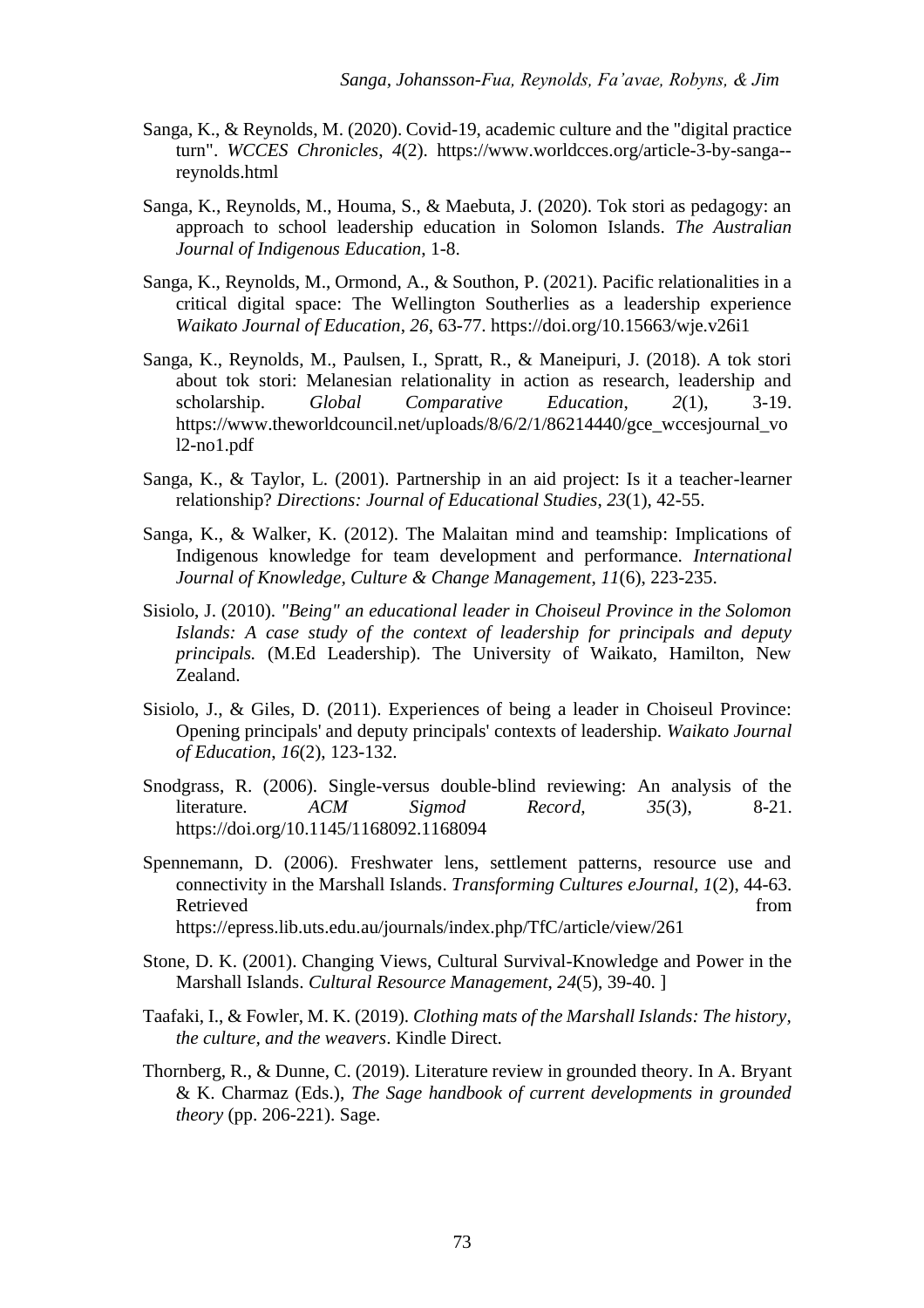Sanga, K., & Reynolds, M. (2020). Covid-19, academic culture and the "digital practice turn". *WCCES Chronicles*, *4*(2). https://www.worldcces.org/article-3-by-sanga--reynolds.html

Sanga, K., Reynolds, M., Houma, S., & Maebuta, J. (2020). Tok stori as pedagogy: an approach to school leadership education in Solomon Islands. *The Australian Journal of Indigenous Education*, 1-8.

Sanga, K., Reynolds, M., Ormond, A., & Southon, P. (2021). Pacific relationalities in a critical digital space: The Wellington Southerlies as a leadership experience *Waikato Journal of Education*, *26*, 63-77. https://doi.org/10.15663/wje.v26i1

Sanga, K., Reynolds, M., Paulsen, I., Spratt, R., & Maneipuri, J. (2018). A tok stori about tok stori: Melanesian relationality in action as research, leadership and scholarship. *Global Comparative Education*, *2*(1), 3-19. https://www.theworldcouncil.net/uploads/8/6/2/1/86214440/gce_wccesjournal_vol2-no1.pdf

Sanga, K., & Taylor, L. (2001). Partnership in an aid project: Is it a teacher-learner relationship? *Directions: Journal of Educational Studies*, *23*(1), 42-55.

Sanga, K., & Walker, K. (2012). The Malaitan mind and teamship: Implications of Indigenous knowledge for team development and performance. *International Journal of Knowledge, Culture & Change Management*, *11*(6), 223-235.

Sisiolo, J. (2010). *"Being" an educational leader in Choiseul Province in the Solomon Islands: A case study of the context of leadership for principals and deputy principals.* (M.Ed Leadership). The University of Waikato, Hamilton, New Zealand.

Sisiolo, J., & Giles, D. (2011). Experiences of being a leader in Choiseul Province: Opening principals' and deputy principals' contexts of leadership. *Waikato Journal of Education*, *16*(2), 123-132.

Snodgrass, R. (2006). Single-versus double-blind reviewing: An analysis of the literature. *ACM Sigmod Record*, *35*(3), 8-21. https://doi.org/10.1145/1168092.1168094

Spennemann, D. (2006). Freshwater lens, settlement patterns, resource use and connectivity in the Marshall Islands. *Transforming Cultures eJournal*, *1*(2), 44-63. Retrieved from https://epress.lib.uts.edu.au/journals/index.php/TfC/article/view/261

Stone, D. K. (2001). Changing Views, Cultural Survival-Knowledge and Power in the Marshall Islands. *Cultural Resource Management*, *24*(5), 39-40. ]

Taafaki, I., & Fowler, M. K. (2019). *Clothing mats of the Marshall Islands: The history, the culture, and the weavers*. Kindle Direct.

Thornberg, R., & Dunne, C. (2019). Literature review in grounded theory. In A. Bryant & K. Charmaz (Eds.), *The Sage handbook of current developments in grounded theory* (pp. 206-221). Sage.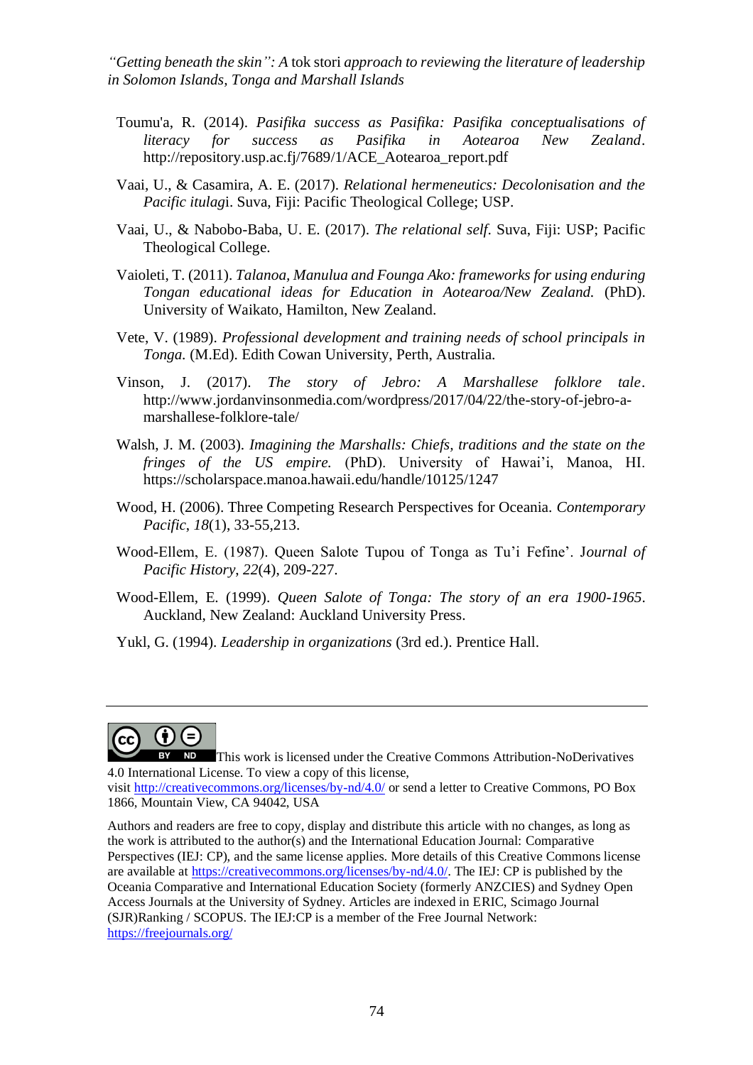Toumu'a, R. (2014). *Pasifika success as Pasifika: Pasifika conceptualisations of literacy for success as Pasifika in Aotearoa New Zealand*. http://repository.usp.ac.fj/7689/1/ACE_Aotearoa_report.pdf

Vaai, U., & Casamira, A. E. (2017). *Relational hermeneutics: Decolonisation and the Pacific itulagi*. Suva, Fiji: Pacific Theological College; USP.

Vaai, U., & Nabobo-Baba, U. E. (2017). *The relational self*. Suva, Fiji: USP; Pacific Theological College.

Vaioleti, T. (2011). *Talanoa, Manulua and Founga Ako: frameworks for using enduring Tongan educational ideas for Education in Aotearoa/New Zealand.* (PhD). University of Waikato, Hamilton, New Zealand.

Vete, V. (1989). *Professional development and training needs of school principals in Tonga.* (M.Ed). Edith Cowan University, Perth, Australia.

Vinson, J. (2017). *The story of Jebro: A Marshallese folklore tale*. http://www.jordanvinsonmedia.com/wordpress/2017/04/22/the-story-of-jebro-a-marshallese-folklore-tale/

Walsh, J. M. (2003). *Imagining the Marshalls: Chiefs, traditions and the state on the fringes of the US empire.* (PhD). University of Hawai'i, Manoa, HI. https://scholarspace.manoa.hawaii.edu/handle/10125/1247

Wood, H. (2006). Three Competing Research Perspectives for Oceania. *Contemporary Pacific*, *18*(1), 33-55,213.

Wood-Ellem, E. (1987). Queen Salote Tupou of Tonga as Tu'i Fefine'. J*ournal of Pacific History*, *22*(4), 209-227.

Wood-Ellem, E. (1999). *Queen Salote of Tonga: The story of an era 1900-1965*. Auckland, New Zealand: Auckland University Press.

Yukl, G. (1994). *Leadership in organizations* (3rd ed.). Prentice Hall.

---

This work is licensed under the Creative Commons Attribution-NoDerivatives 4.0 International License. To view a copy of this license, visit http://creativecommons.org/licenses/by-nd/4.0/ or send a letter to Creative Commons, PO Box 1866, Mountain View, CA 94042, USA

Authors and readers are free to copy, display and distribute this article with no changes, as long as the work is attributed to the author(s) and the International Education Journal: Comparative Perspectives (IEJ: CP), and the same license applies. More details of this Creative Commons license are available at https://creativecommons.org/licenses/by-nd/4.0/. The IEJ: CP is published by the Oceania Comparative and International Education Society (formerly ANZCIES) and Sydney Open Access Journals at the University of Sydney. Articles are indexed in ERIC, Scimago Journal (SJR)Ranking / SCOPUS. The IEJ:CP is a member of the Free Journal Network: https://freejournals.org/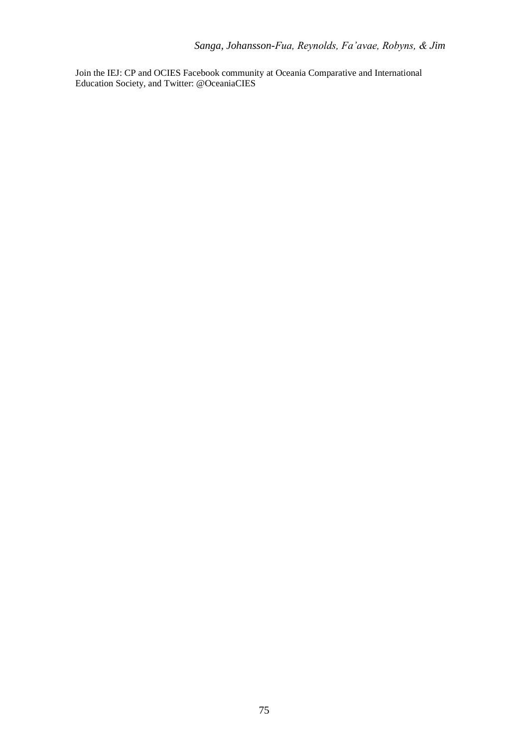Join the IEJ: CP and OCIES Facebook community at Oceania Comparative and International Education Society, and Twitter: @OceaniaCIES